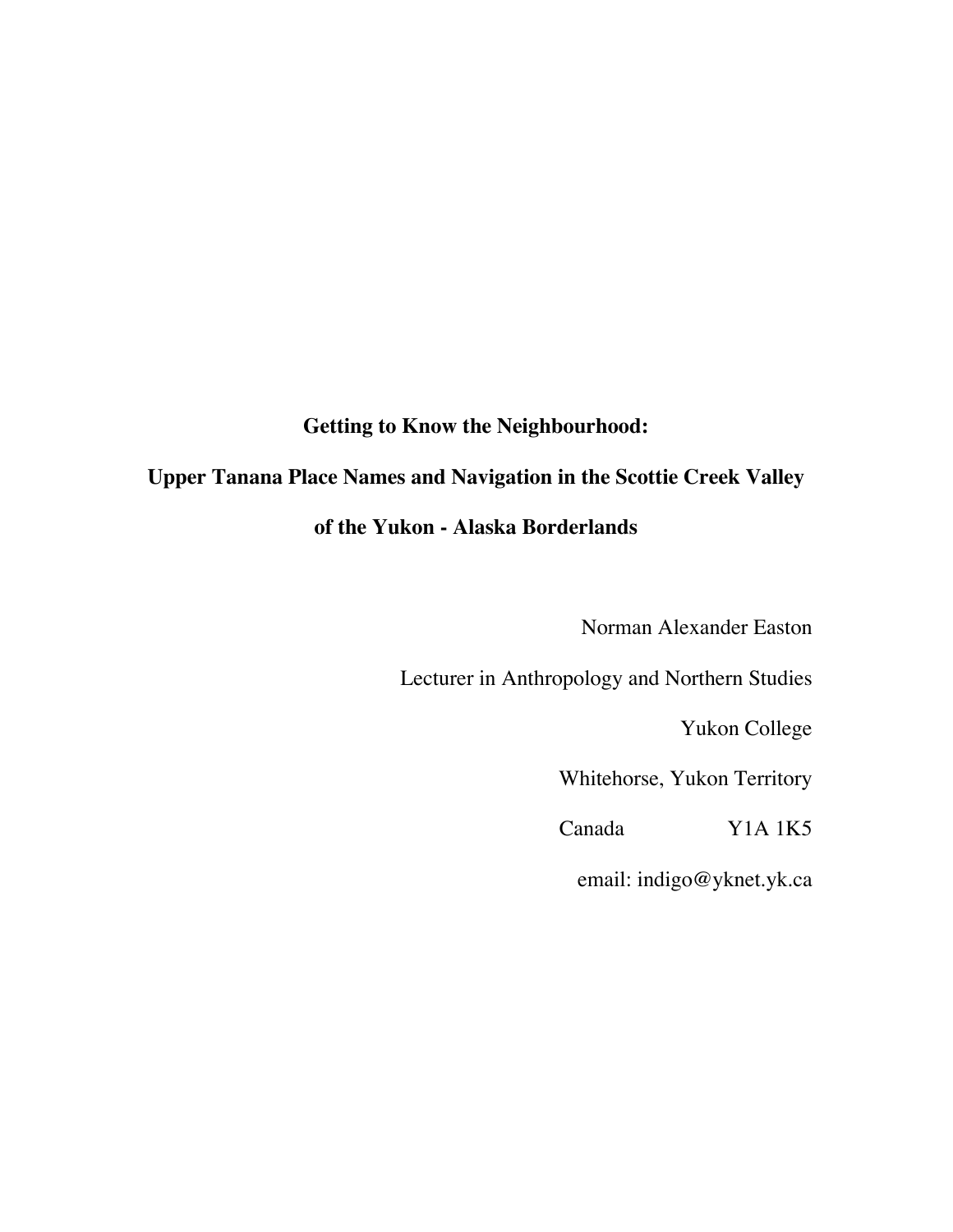# Getting to Know the Neighbourhood:

# Upper Tanana Place Names and Navigation in the Scottie Creek Valley of the Yukon - Alaska Borderlands

Norman Alexander Easton

Lecturer in Anthropology and Northern Studies

Yukon College

Whitehorse, Yukon Territory

Canada Y1A 1K5

email: indigo@yknet.yk.ca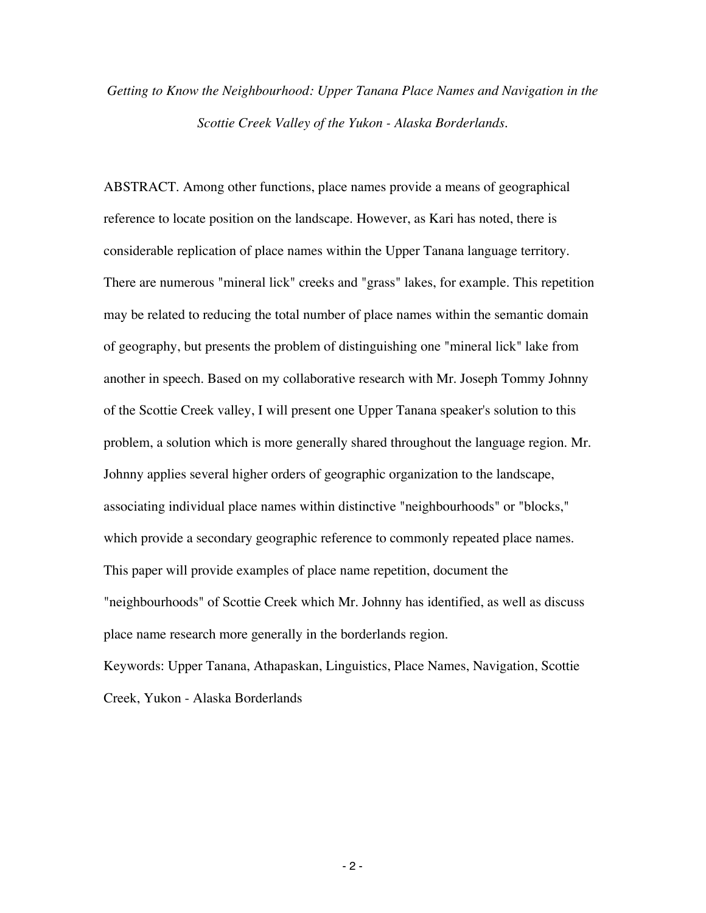*Getting to Know the Neighbourhood: Upper Tanana Place Names and Navigation in the Scottie Creek Valley of the Yukon - Alaska Borderlands.*

ABSTRACT. Among other functions, place names provide a means of geographical reference to locate position on the landscape. However, as Kari has noted, there is considerable replication of place names within the Upper Tanana language territory. There are numerous "mineral lick" creeks and "grass" lakes, for example. This repetition may be related to reducing the total number of place names within the semantic domain of geography, but presents the problem of distinguishing one "mineral lick" lake from another in speech. Based on my collaborative research with Mr. Joseph Tommy Johnny of the Scottie Creek valley, I will present one Upper Tanana speaker's solution to this problem, a solution which is more generally shared throughout the language region. Mr. Johnny applies several higher orders of geographic organization to the landscape, associating individual place names within distinctive "neighbourhoods" or "blocks," which provide a secondary geographic reference to commonly repeated place names. This paper will provide examples of place name repetition, document the "neighbourhoods" of Scottie Creek which Mr. Johnny has identified, as well as discuss place name research more generally in the borderlands region.

Keywords: Upper Tanana, Athapaskan, Linguistics, Place Names, Navigation, Scottie Creek, Yukon - Alaska Borderlands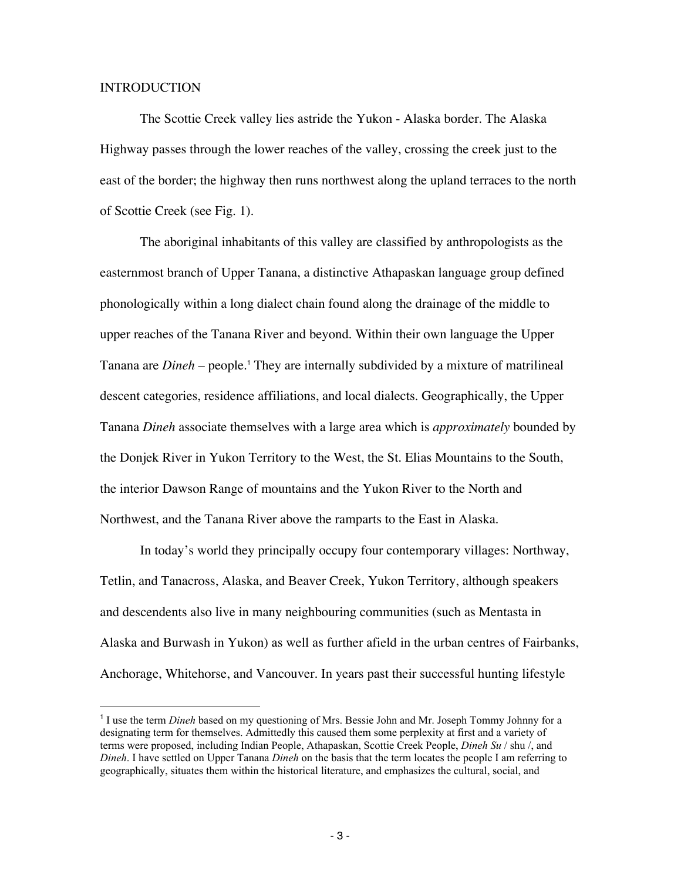## INTRODUCTION

The Scottie Creek valley lies astride the Yukon - Alaska border. The Alaska Highway passes through the lower reaches of the valley, crossing the creek just to the east of the border; the highway then runs northwest along the upland terraces to the north of Scottie Creek (see Fig. 1).

The aboriginal inhabitants of this valley are classified by anthropologists as the easternmost branch of Upper Tanana, a distinctive Athapaskan language group defined phonologically within a long dialect chain found along the drainage of the middle to upper reaches of the Tanana River and beyond. Within their own language the Upper Tanana are *Dineh* – people.[1] They are internally subdivided by a mixture of matrilineal descent categories, residence affiliations, and local dialects. Geographically, the Upper Tanana *Dineh* associate themselves with a large area which is *approximately* bounded by the Donjek River in Yukon Territory to the West, the St. Elias Mountains to the South, the interior Dawson Range of mountains and the Yukon River to the North and Northwest, and the Tanana River above the ramparts to the East in Alaska.

In today's world they principally occupy four contemporary villages: Northway, Tetlin, and Tanacross, Alaska, and Beaver Creek, Yukon Territory, although speakers and descendents also live in many neighbouring communities (such as Mentasta in Alaska and Burwash in Yukon) as well as further afield in the urban centres of Fairbanks, Anchorage, Whitehorse, and Vancouver. In years past their successful hunting lifestyle

[1] I use the term *Dineh* based on my questioning of Mrs. Bessie John and Mr. Joseph Tommy Johnny for a designating term for themselves. Admittedly this caused them some perplexity at first and a variety of terms were proposed, including Indian People, Athapaskan, Scottie Creek People, *Dineh Su* / shu /, and *Dineh*. I have settled on Upper Tanana *Dineh* on the basis that the term locates the people I am referring to geographically, situates them within the historical literature, and emphasizes the cultural, social, and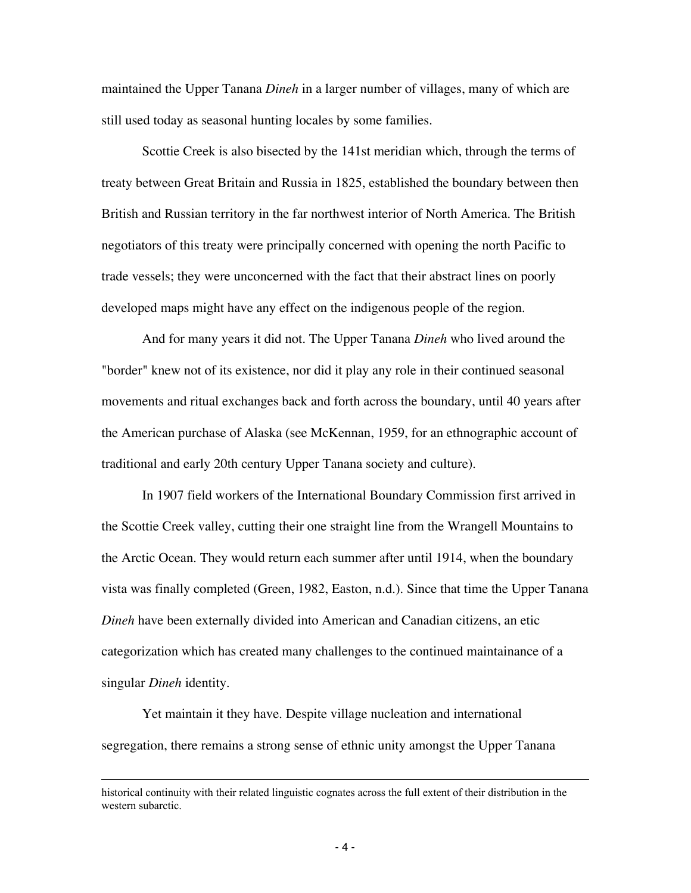maintained the Upper Tanana *Dineh* in a larger number of villages, many of which are still used today as seasonal hunting locales by some families.

Scottie Creek is also bisected by the 141st meridian which, through the terms of treaty between Great Britain and Russia in 1825, established the boundary between then British and Russian territory in the far northwest interior of North America. The British negotiators of this treaty were principally concerned with opening the north Pacific to trade vessels; they were unconcerned with the fact that their abstract lines on poorly developed maps might have any effect on the indigenous people of the region.

And for many years it did not. The Upper Tanana *Dineh* who lived around the "border" knew not of its existence, nor did it play any role in their continued seasonal movements and ritual exchanges back and forth across the boundary, until 40 years after the American purchase of Alaska (see McKennan, 1959, for an ethnographic account of traditional and early 20th century Upper Tanana society and culture).

In 1907 field workers of the International Boundary Commission first arrived in the Scottie Creek valley, cutting their one straight line from the Wrangell Mountains to the Arctic Ocean. They would return each summer after until 1914, when the boundary vista was finally completed (Green, 1982, Easton, n.d.). Since that time the Upper Tanana *Dineh* have been externally divided into American and Canadian citizens, an etic categorization which has created many challenges to the continued maintainance of a singular *Dineh* identity.

Yet maintain it they have. Despite village nucleation and international segregation, there remains a strong sense of ethnic unity amongst the Upper Tanana

---

historical continuity with their related linguistic cognates across the full extent of their distribution in the western subarctic.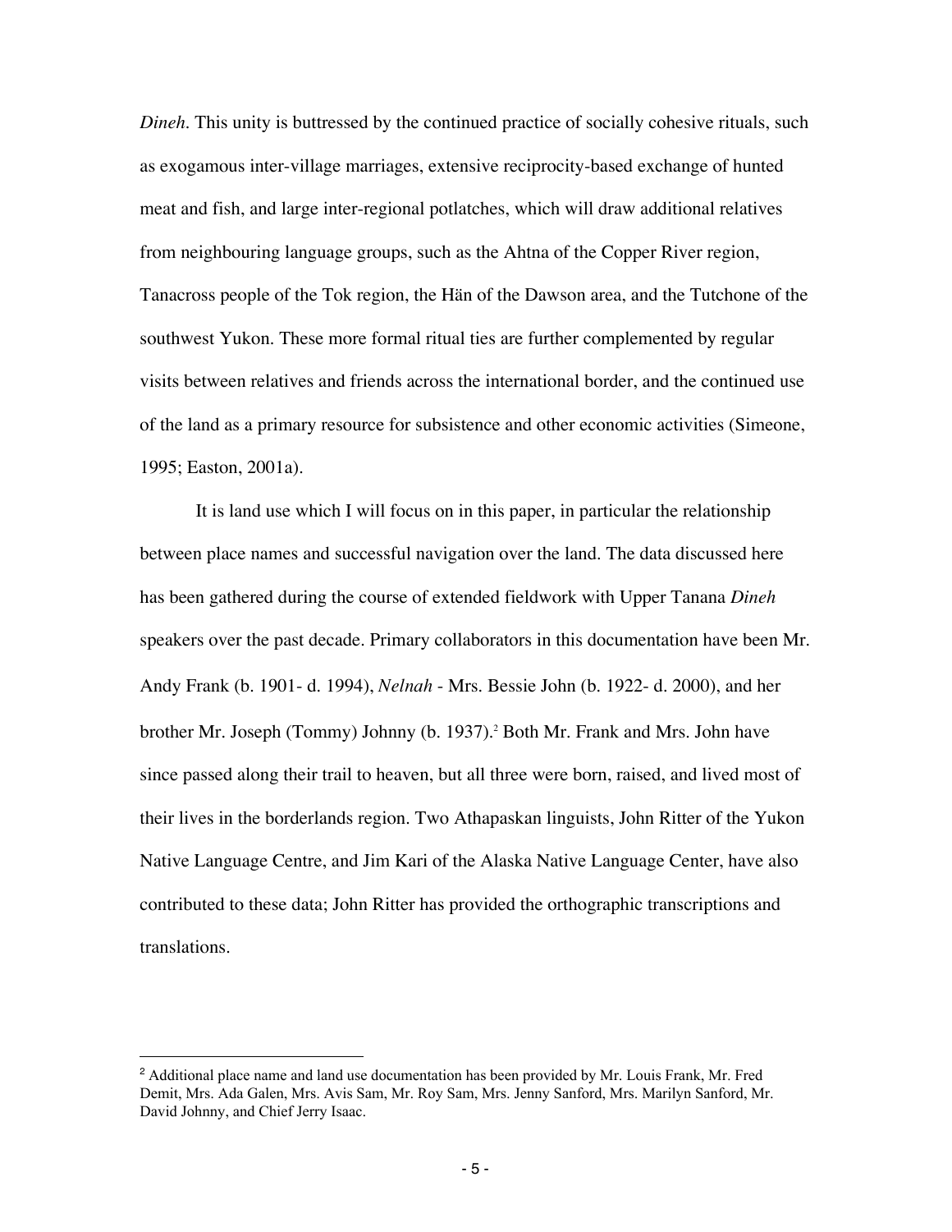*Dineh*. This unity is buttressed by the continued practice of socially cohesive rituals, such as exogamous inter-village marriages, extensive reciprocity-based exchange of hunted meat and fish, and large inter-regional potlatches, which will draw additional relatives from neighbouring language groups, such as the Ahtna of the Copper River region, Tanacross people of the Tok region, the Hän of the Dawson area, and the Tutchone of the southwest Yukon. These more formal ritual ties are further complemented by regular visits between relatives and friends across the international border, and the continued use of the land as a primary resource for subsistence and other economic activities (Simeone, 1995; Easton, 2001a).

It is land use which I will focus on in this paper, in particular the relationship between place names and successful navigation over the land. The data discussed here has been gathered during the course of extended fieldwork with Upper Tanana *Dineh* speakers over the past decade. Primary collaborators in this documentation have been Mr. Andy Frank (b. 1901- d. 1994), *Nelnah* - Mrs. Bessie John (b. 1922- d. 2000), and her brother Mr. Joseph (Tommy) Johnny (b. 1937).[2] Both Mr. Frank and Mrs. John have since passed along their trail to heaven, but all three were born, raised, and lived most of their lives in the borderlands region. Two Athapaskan linguists, John Ritter of the Yukon Native Language Centre, and Jim Kari of the Alaska Native Language Center, have also contributed to these data; John Ritter has provided the orthographic transcriptions and translations.

---

[2] Additional place name and land use documentation has been provided by Mr. Louis Frank, Mr. Fred Demit, Mrs. Ada Galen, Mrs. Avis Sam, Mr. Roy Sam, Mrs. Jenny Sanford, Mrs. Marilyn Sanford, Mr. David Johnny, and Chief Jerry Isaac.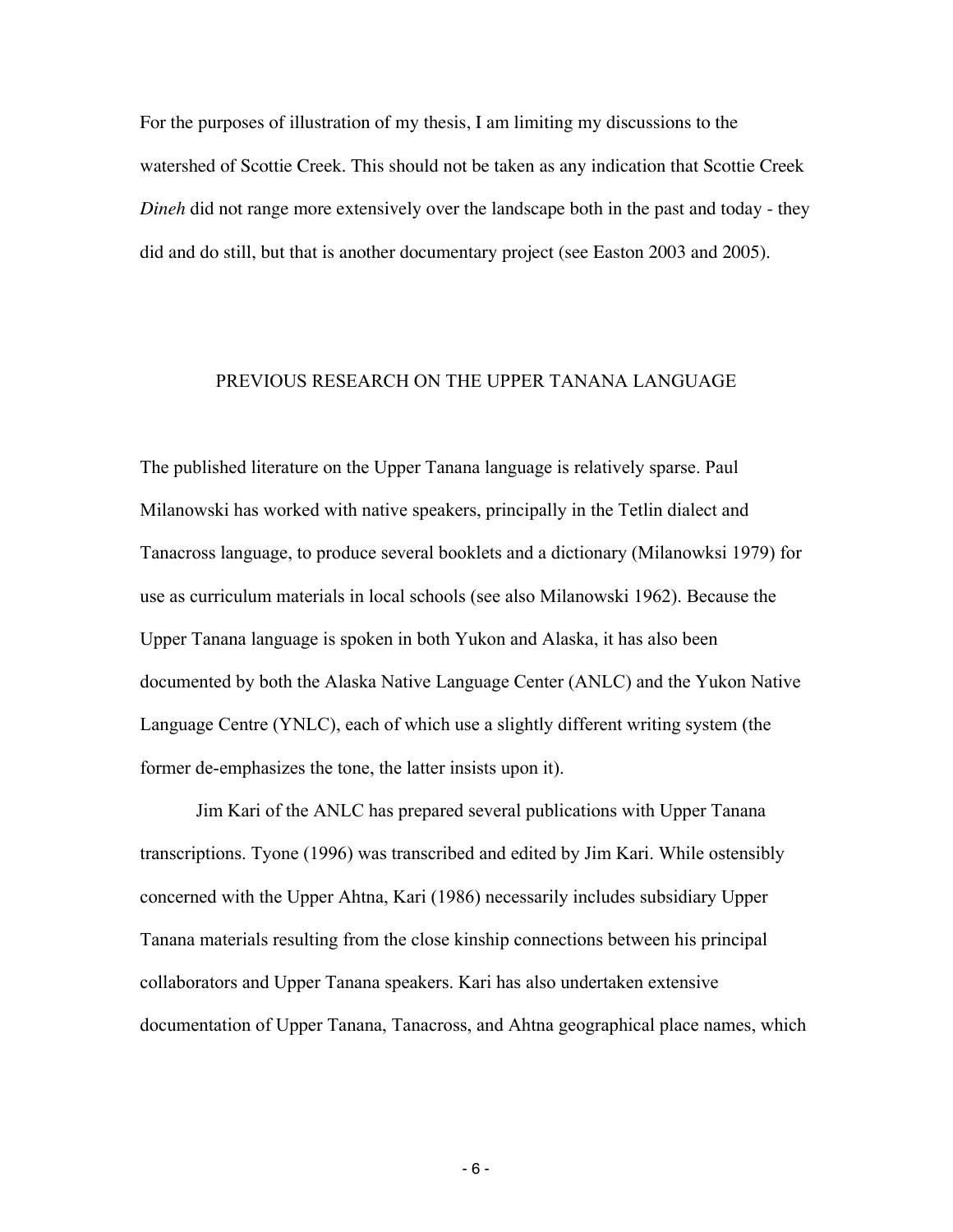For the purposes of illustration of my thesis, I am limiting my discussions to the watershed of Scottie Creek. This should not be taken as any indication that Scottie Creek *Dineh* did not range more extensively over the landscape both in the past and today - they did and do still, but that is another documentary project (see Easton 2003 and 2005).

## PREVIOUS RESEARCH ON THE UPPER TANANA LANGUAGE

The published literature on the Upper Tanana language is relatively sparse. Paul Milanowski has worked with native speakers, principally in the Tetlin dialect and Tanacross language, to produce several booklets and a dictionary (Milanowksi 1979) for use as curriculum materials in local schools (see also Milanowski 1962). Because the Upper Tanana language is spoken in both Yukon and Alaska, it has also been documented by both the Alaska Native Language Center (ANLC) and the Yukon Native Language Centre (YNLC), each of which use a slightly different writing system (the former de-emphasizes the tone, the latter insists upon it).

Jim Kari of the ANLC has prepared several publications with Upper Tanana transcriptions. Tyone (1996) was transcribed and edited by Jim Kari. While ostensibly concerned with the Upper Ahtna, Kari (1986) necessarily includes subsidiary Upper Tanana materials resulting from the close kinship connections between his principal collaborators and Upper Tanana speakers. Kari has also undertaken extensive documentation of Upper Tanana, Tanacross, and Ahtna geographical place names, which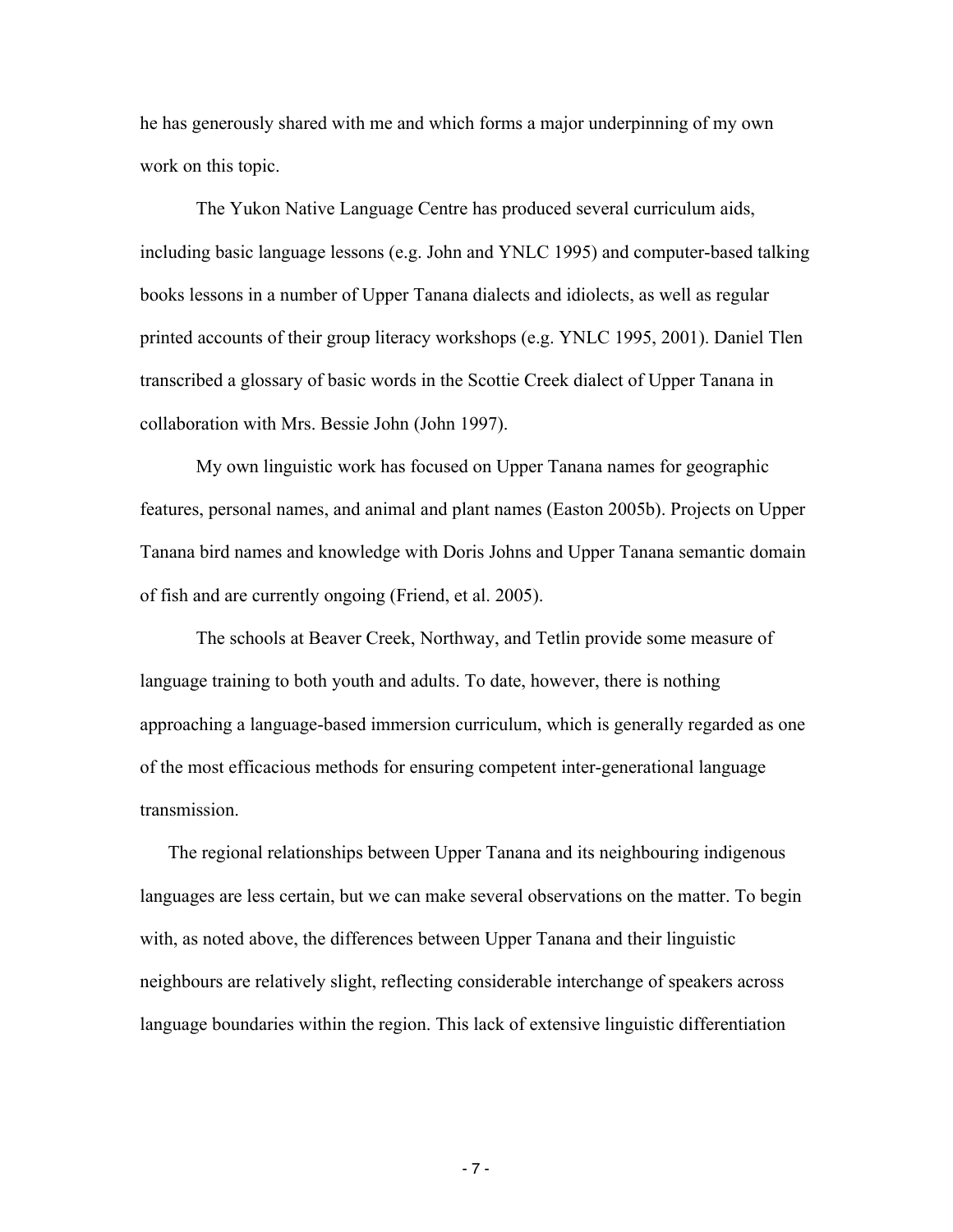he has generously shared with me and which forms a major underpinning of my own work on this topic.

The Yukon Native Language Centre has produced several curriculum aids, including basic language lessons (e.g. John and YNLC 1995) and computer-based talking books lessons in a number of Upper Tanana dialects and idiolects, as well as regular printed accounts of their group literacy workshops (e.g. YNLC 1995, 2001). Daniel Tlen transcribed a glossary of basic words in the Scottie Creek dialect of Upper Tanana in collaboration with Mrs. Bessie John (John 1997).

My own linguistic work has focused on Upper Tanana names for geographic features, personal names, and animal and plant names (Easton 2005b). Projects on Upper Tanana bird names and knowledge with Doris Johns and Upper Tanana semantic domain of fish and are currently ongoing (Friend, et al. 2005).

The schools at Beaver Creek, Northway, and Tetlin provide some measure of language training to both youth and adults. To date, however, there is nothing approaching a language-based immersion curriculum, which is generally regarded as one of the most efficacious methods for ensuring competent inter-generational language transmission.

The regional relationships between Upper Tanana and its neighbouring indigenous languages are less certain, but we can make several observations on the matter. To begin with, as noted above, the differences between Upper Tanana and their linguistic neighbours are relatively slight, reflecting considerable interchange of speakers across language boundaries within the region. This lack of extensive linguistic differentiation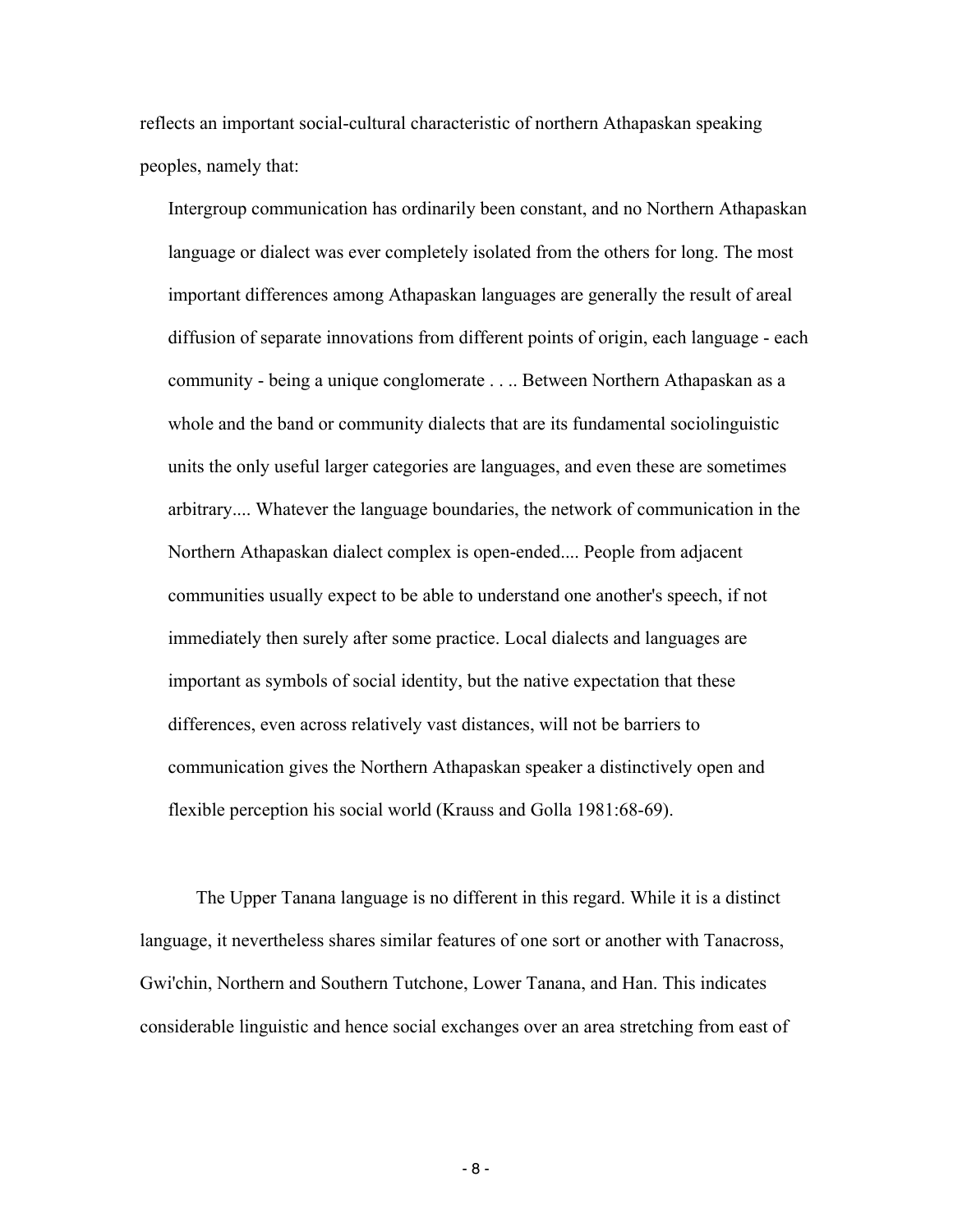reflects an important social-cultural characteristic of northern Athapaskan speaking peoples, namely that:

> Intergroup communication has ordinarily been constant, and no Northern Athapaskan language or dialect was ever completely isolated from the others for long. The most important differences among Athapaskan languages are generally the result of areal diffusion of separate innovations from different points of origin, each language - each community - being a unique conglomerate . . .. Between Northern Athapaskan as a whole and the band or community dialects that are its fundamental sociolinguistic units the only useful larger categories are languages, and even these are sometimes arbitrary.... Whatever the language boundaries, the network of communication in the Northern Athapaskan dialect complex is open-ended.... People from adjacent communities usually expect to be able to understand one another's speech, if not immediately then surely after some practice. Local dialects and languages are important as symbols of social identity, but the native expectation that these differences, even across relatively vast distances, will not be barriers to communication gives the Northern Athapaskan speaker a distinctively open and flexible perception his social world (Krauss and Golla 1981:68-69).

The Upper Tanana language is no different in this regard. While it is a distinct language, it nevertheless shares similar features of one sort or another with Tanacross, Gwi'chin, Northern and Southern Tutchone, Lower Tanana, and Han. This indicates considerable linguistic and hence social exchanges over an area stretching from east of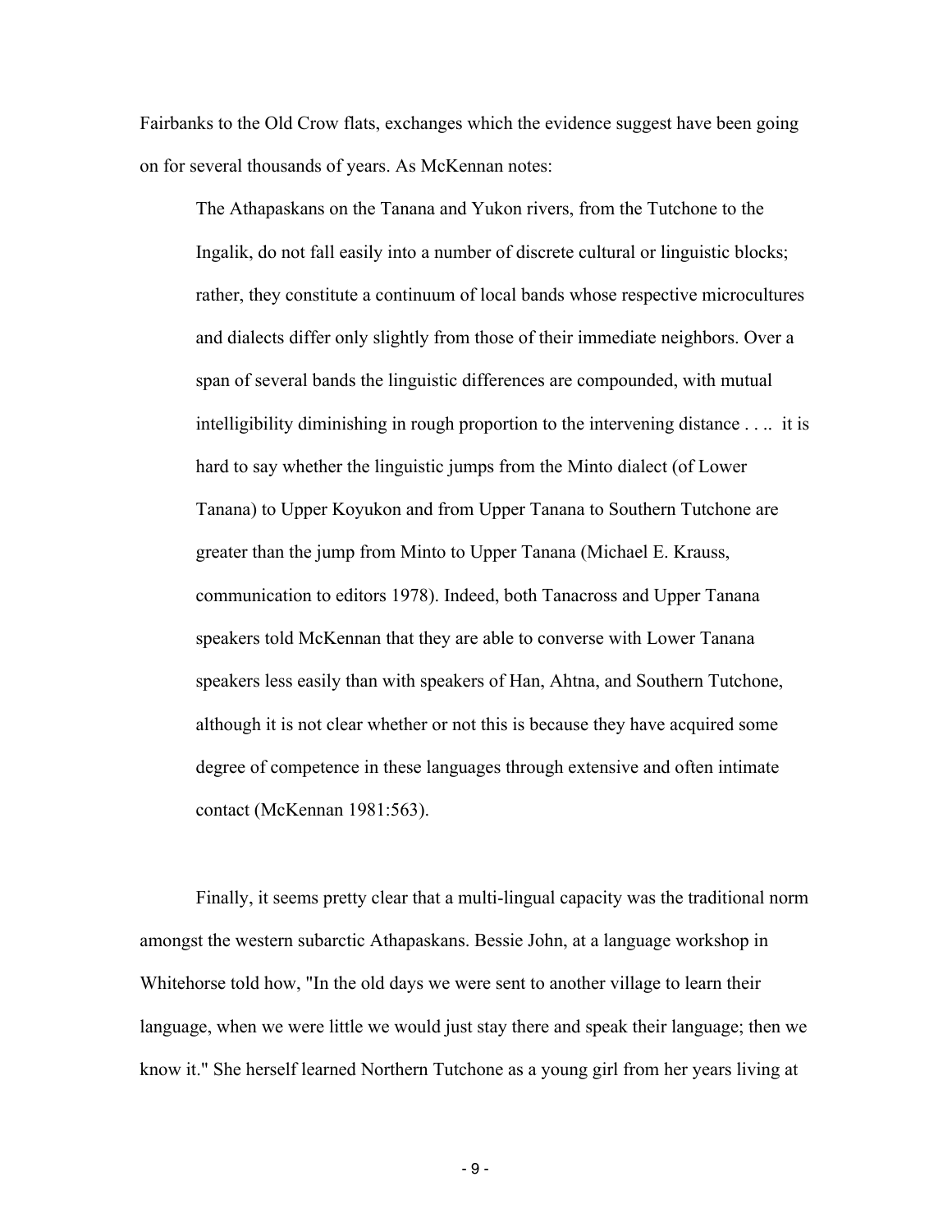Fairbanks to the Old Crow flats, exchanges which the evidence suggest have been going on for several thousands of years. As McKennan notes:

> The Athapaskans on the Tanana and Yukon rivers, from the Tutchone to the Ingalik, do not fall easily into a number of discrete cultural or linguistic blocks; rather, they constitute a continuum of local bands whose respective microcultures and dialects differ only slightly from those of their immediate neighbors. Over a span of several bands the linguistic differences are compounded, with mutual intelligibility diminishing in rough proportion to the intervening distance . . .. it is hard to say whether the linguistic jumps from the Minto dialect (of Lower Tanana) to Upper Koyukon and from Upper Tanana to Southern Tutchone are greater than the jump from Minto to Upper Tanana (Michael E. Krauss, communication to editors 1978). Indeed, both Tanacross and Upper Tanana speakers told McKennan that they are able to converse with Lower Tanana speakers less easily than with speakers of Han, Ahtna, and Southern Tutchone, although it is not clear whether or not this is because they have acquired some degree of competence in these languages through extensive and often intimate contact (McKennan 1981:563).

Finally, it seems pretty clear that a multi-lingual capacity was the traditional norm amongst the western subarctic Athapaskans. Bessie John, at a language workshop in Whitehorse told how, "In the old days we were sent to another village to learn their language, when we were little we would just stay there and speak their language; then we know it." She herself learned Northern Tutchone as a young girl from her years living at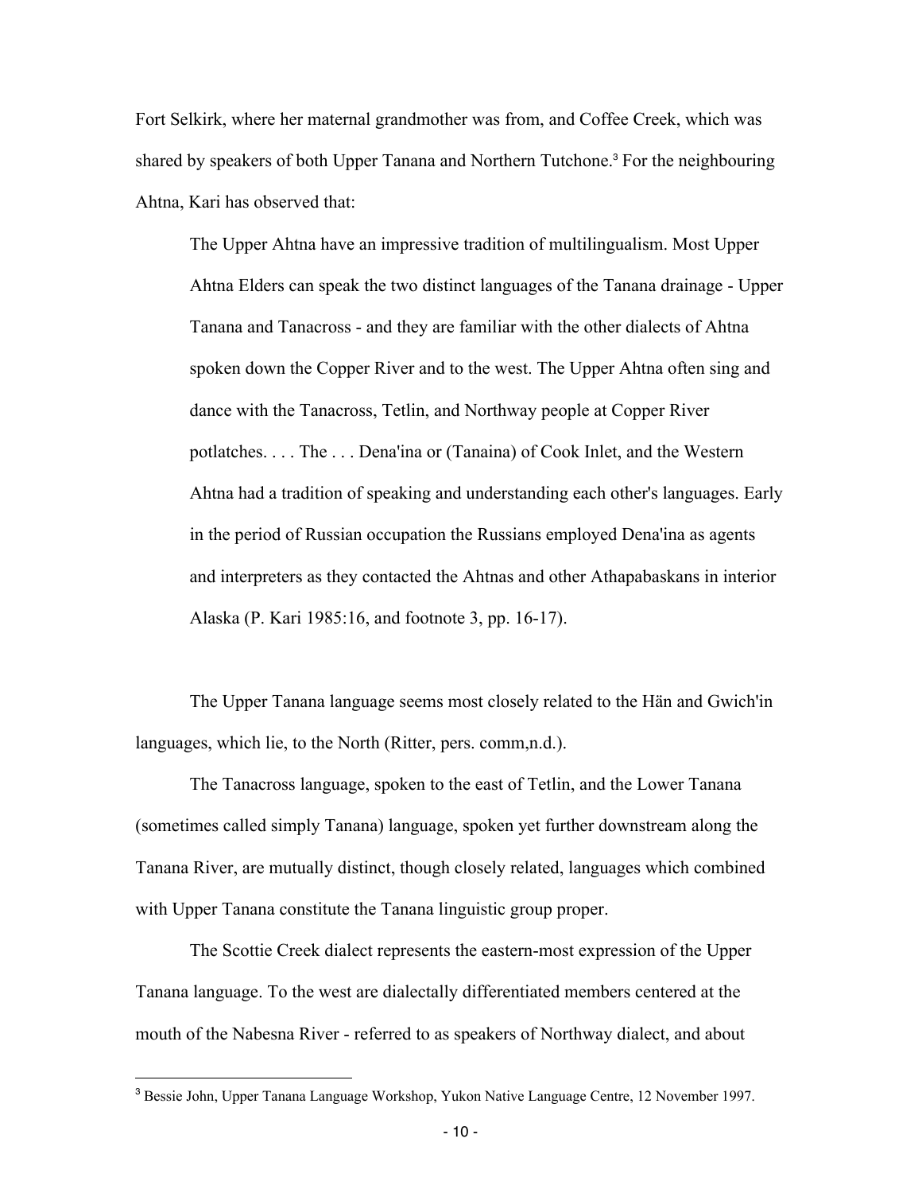Fort Selkirk, where her maternal grandmother was from, and Coffee Creek, which was shared by speakers of both Upper Tanana and Northern Tutchone.[3] For the neighbouring Ahtna, Kari has observed that:

> The Upper Ahtna have an impressive tradition of multilingualism. Most Upper Ahtna Elders can speak the two distinct languages of the Tanana drainage - Upper Tanana and Tanacross - and they are familiar with the other dialects of Ahtna spoken down the Copper River and to the west. The Upper Ahtna often sing and dance with the Tanacross, Tetlin, and Northway people at Copper River potlatches. . . . The . . . Dena'ina or (Tanaina) of Cook Inlet, and the Western Ahtna had a tradition of speaking and understanding each other's languages. Early in the period of Russian occupation the Russians employed Dena'ina as agents and interpreters as they contacted the Ahtnas and other Athapabaskans in interior Alaska (P. Kari 1985:16, and footnote 3, pp. 16-17).

The Upper Tanana language seems most closely related to the Hän and Gwich'in languages, which lie, to the North (Ritter, pers. comm,n.d.).

The Tanacross language, spoken to the east of Tetlin, and the Lower Tanana (sometimes called simply Tanana) language, spoken yet further downstream along the Tanana River, are mutually distinct, though closely related, languages which combined with Upper Tanana constitute the Tanana linguistic group proper.

The Scottie Creek dialect represents the eastern-most expression of the Upper Tanana language. To the west are dialectally differentiated members centered at the mouth of the Nabesna River - referred to as speakers of Northway dialect, and about

---

[3] Bessie John, Upper Tanana Language Workshop, Yukon Native Language Centre, 12 November 1997.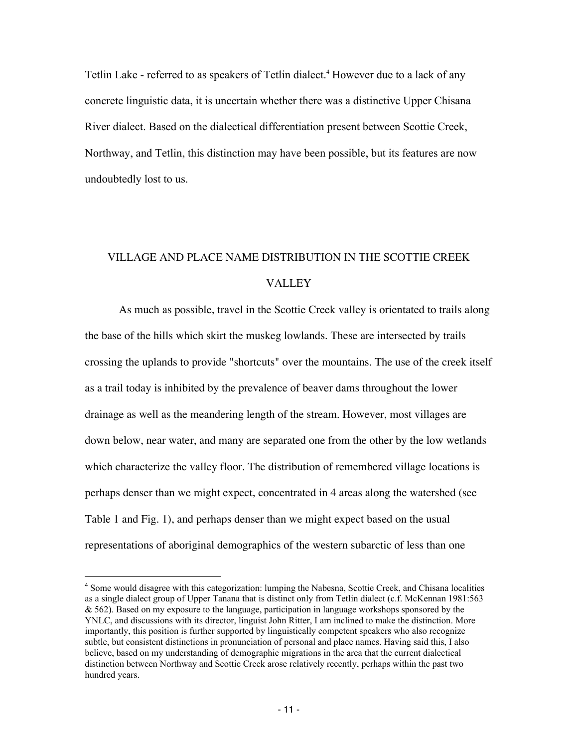Tetlin Lake - referred to as speakers of Tetlin dialect.[4] However due to a lack of any concrete linguistic data, it is uncertain whether there was a distinctive Upper Chisana River dialect. Based on the dialectical differentiation present between Scottie Creek, Northway, and Tetlin, this distinction may have been possible, but its features are now undoubtedly lost to us.

## VILLAGE AND PLACE NAME DISTRIBUTION IN THE SCOTTIE CREEK VALLEY

As much as possible, travel in the Scottie Creek valley is orientated to trails along the base of the hills which skirt the muskeg lowlands. These are intersected by trails crossing the uplands to provide "shortcuts" over the mountains. The use of the creek itself as a trail today is inhibited by the prevalence of beaver dams throughout the lower drainage as well as the meandering length of the stream. However, most villages are down below, near water, and many are separated one from the other by the low wetlands which characterize the valley floor. The distribution of remembered village locations is perhaps denser than we might expect, concentrated in 4 areas along the watershed (see Table 1 and Fig. 1), and perhaps denser than we might expect based on the usual representations of aboriginal demographics of the western subarctic of less than one

---

[4] Some would disagree with this categorization: lumping the Nabesna, Scottie Creek, and Chisana localities as a single dialect group of Upper Tanana that is distinct only from Tetlin dialect (c.f. McKennan 1981:563 & 562). Based on my exposure to the language, participation in language workshops sponsored by the YNLC, and discussions with its director, linguist John Ritter, I am inclined to make the distinction. More importantly, this position is further supported by linguistically competent speakers who also recognize subtle, but consistent distinctions in pronunciation of personal and place names. Having said this, I also believe, based on my understanding of demographic migrations in the area that the current dialectical distinction between Northway and Scottie Creek arose relatively recently, perhaps within the past two hundred years.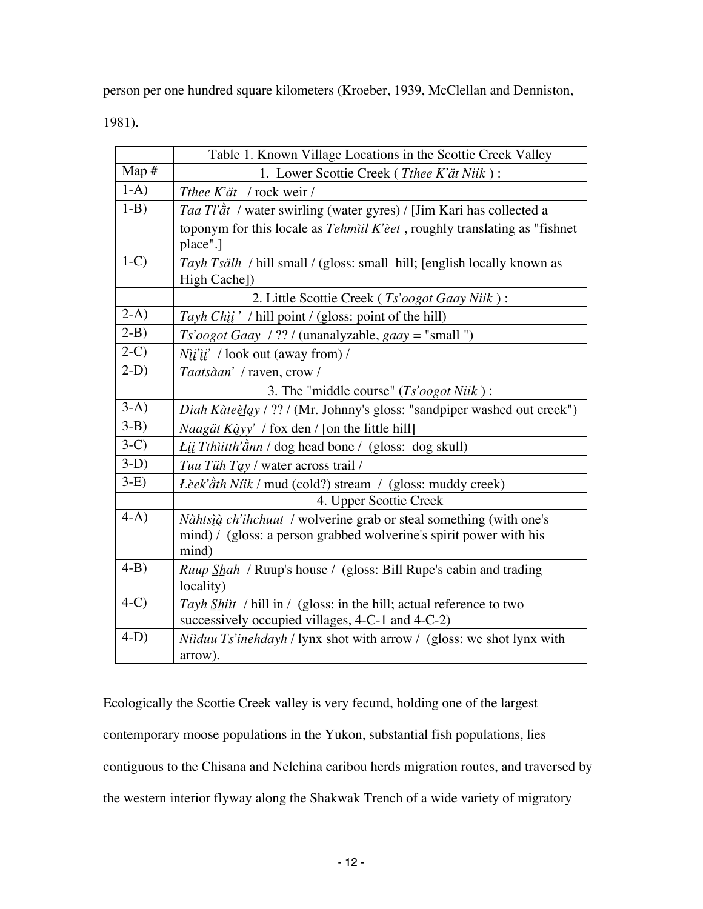person per one hundred square kilometers (Kroeber, 1939, McClellan and Denniston, 1981).

| | Table 1. Known Village Locations in the Scottie Creek Valley |
|---|---|
| Map # | 1. Lower Scottie Creek ( *Tthee K'ät Niik* ) : |
| 1-A) | *Tthee K'ät* / rock weir / |
| 1-B) | *Taa Tl'ǜt* / water swirling (water gyres) / [Jim Kari has collected a toponym for this locale as *Tehmìil K'èet* , roughly translating as "fishnet place".] |
| 1-C) | *Tayh Tsälh* / hill small / (gloss: small hill; [english locally known as High Cache]) |
| | 2. Little Scottie Creek ( *Ts'oogot Gaay Niik* ) : |
| 2-A) | *Tayh Chį̀į '* / hill point / (gloss: point of the hill) |
| 2-B) | *Ts'oogot Gaay* / ?? / (unanalyzable, *gaay* = "small ") |
| 2-C) | *Nį̀į'į̀į'* / look out (away from) / |
| 2-D) | *Taatsàan'* / raven, crow / |
| | 3. The "middle course" (*Ts'oogot Niik* ) : |
| 3-A) | *Diah Kàteè̜łąy* / ?? / (Mr. Johnny's gloss: "sandpiper washed out creek") |
| 3-B) | *Naagät Ką̀yy'* / fox den / [on the little hill] |
| 3-C) | *Łįį Tthìitth'ǎnn* / dog head bone / (gloss: dog skull) |
| 3-D) | *Tuu Tüh Tąy* / water across trail / |
| 3-E) | *Łèek'ǎth Níik* / mud (cold?) stream / (gloss: muddy creek) |
| | 4. Upper Scottie Creek |
| 4-A) | *Nàhtsį̀ą̀ ch'ihchuut* / wolverine grab or steal something (with one's mind) / (gloss: a person grabbed wolverine's spirit power with his mind) |
| 4-B) | *Ruup S̲h̲ah* / Ruup's house / (gloss: Bill Rupe's cabin and trading locality) |
| 4-C) | *Tayh S̲h̲iìt* / hill in / (gloss: in the hill; actual reference to two successively occupied villages, 4-C-1 and 4-C-2) |
| 4-D) | *Nììduu Ts'inehdayh* / lynx shot with arrow / (gloss: we shot lynx with arrow). |

Ecologically the Scottie Creek valley is very fecund, holding one of the largest contemporary moose populations in the Yukon, substantial fish populations, lies contiguous to the Chisana and Nelchina caribou herds migration routes, and traversed by the western interior flyway along the Shakwak Trench of a wide variety of migratory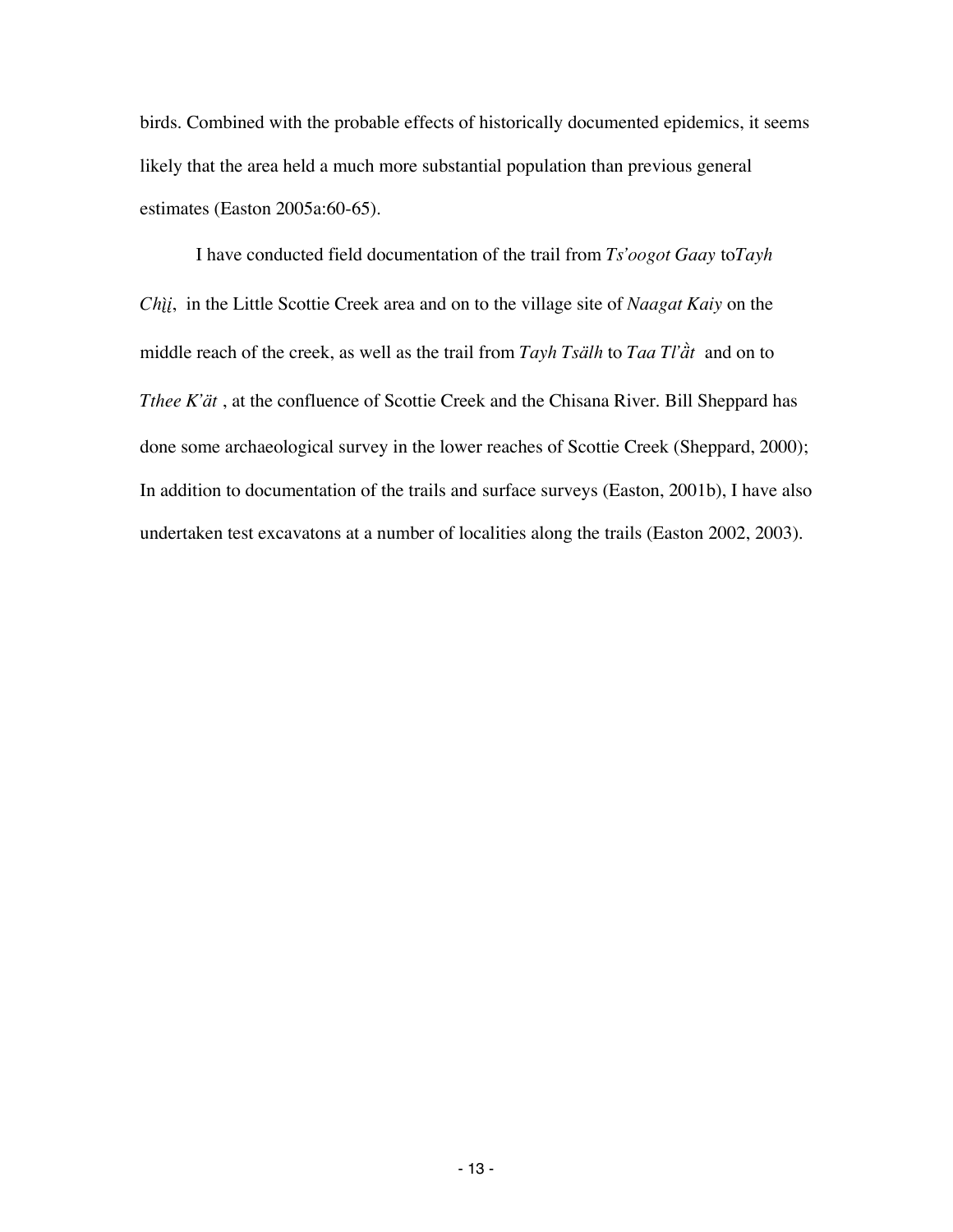birds. Combined with the probable effects of historically documented epidemics, it seems likely that the area held a much more substantial population than previous general estimates (Easton 2005a:60-65).

I have conducted field documentation of the trail from *Ts'oogot Gaay* to*Tayh Chį̀į*, in the Little Scottie Creek area and on to the village site of *Naagat Kaiy* on the middle reach of the creek, as well as the trail from *Tayh Tsälh* to *Taa Tl'ằt* and on to *Tthee K'ät* , at the confluence of Scottie Creek and the Chisana River. Bill Sheppard has done some archaeological survey in the lower reaches of Scottie Creek (Sheppard, 2000); In addition to documentation of the trails and surface surveys (Easton, 2001b), I have also undertaken test excavatons at a number of localities along the trails (Easton 2002, 2003).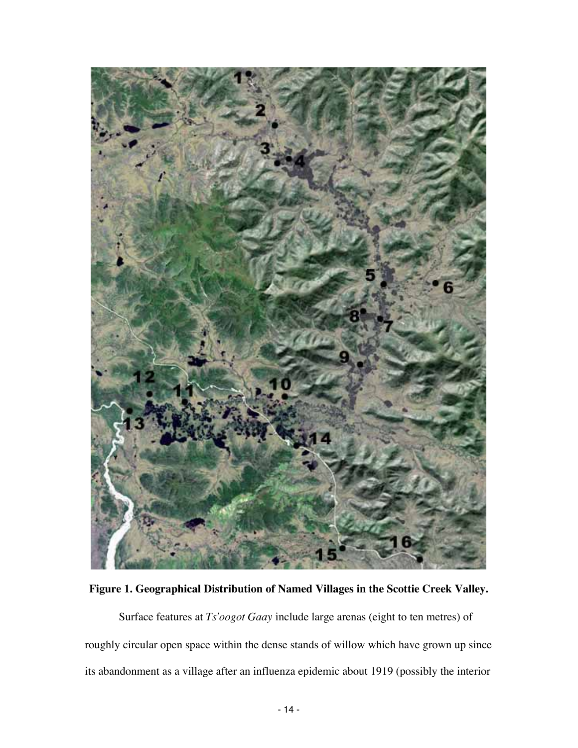**Figure 1. Geographical Distribution of Named Villages in the Scottie Creek Valley.**

Surface features at *Ts'oogot Gaay* include large arenas (eight to ten metres) of roughly circular open space within the dense stands of willow which have grown up since its abandonment as a village after an influenza epidemic about 1919 (possibly the interior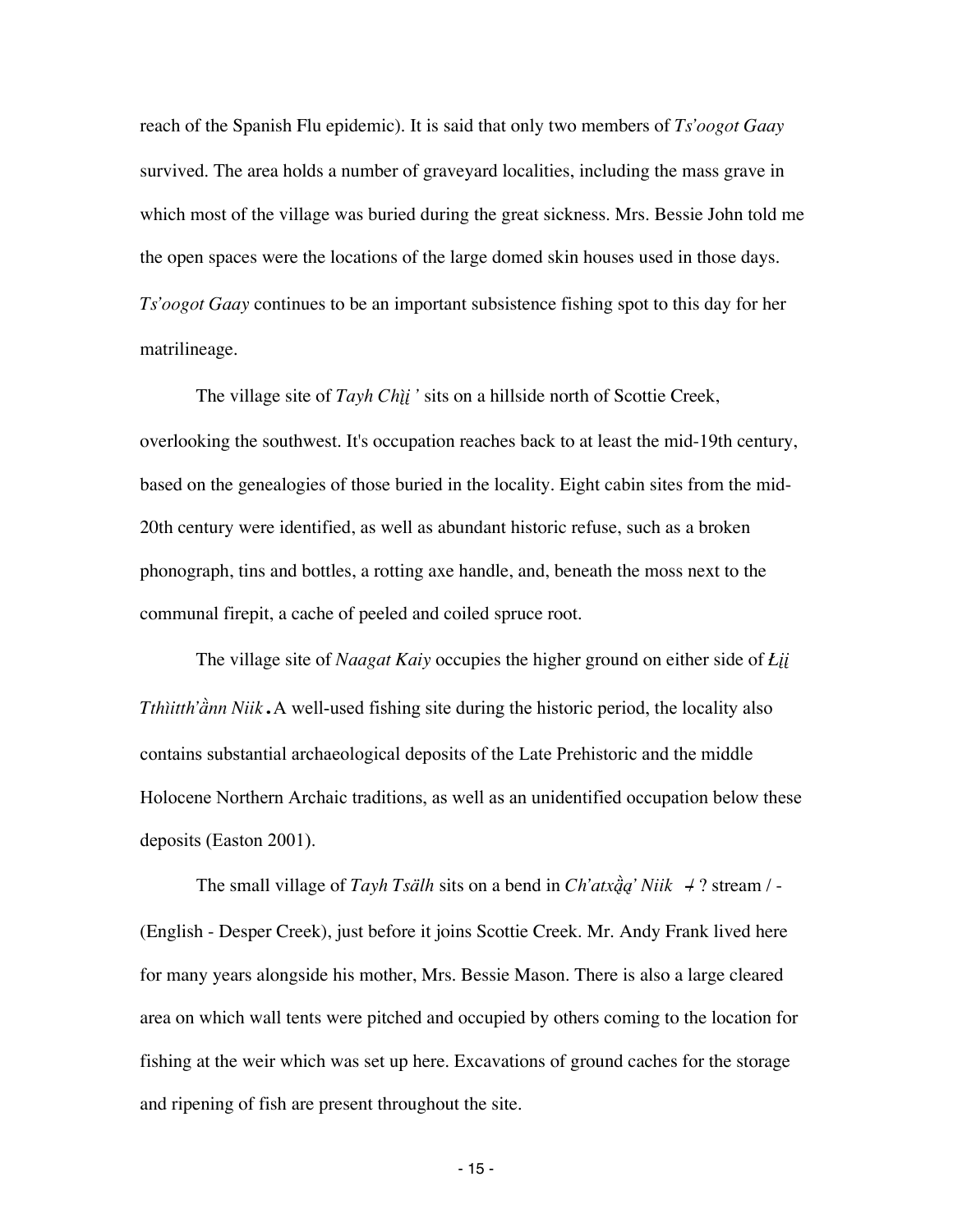reach of the Spanish Flu epidemic). It is said that only two members of *Ts'oogot Gaay* survived. The area holds a number of graveyard localities, including the mass grave in which most of the village was buried during the great sickness. Mrs. Bessie John told me the open spaces were the locations of the large domed skin houses used in those days. *Ts'oogot Gaay* continues to be an important subsistence fishing spot to this day for her matrilineage.

The village site of *Tayh Chì̜i̜'* sits on a hillside north of Scottie Creek, overlooking the southwest. It's occupation reaches back to at least the mid-19th century, based on the genealogies of those buried in the locality. Eight cabin sites from the mid-20th century were identified, as well as abundant historic refuse, such as a broken phonograph, tins and bottles, a rotting axe handle, and, beneath the moss next to the communal firepit, a cache of peeled and coiled spruce root.

The village site of *Naagat Kaiy* occupies the higher ground on either side of *Łi̜i̜ Tthìitth'ànn Niik*. A well-used fishing site during the historic period, the locality also contains substantial archaeological deposits of the Late Prehistoric and the middle Holocene Northern Archaic traditions, as well as an unidentified occupation below these deposits (Easton 2001).

The small village of *Tayh Tsälh* sits on a bend in *Ch'atxą̀ą' Niik* / ? stream / - (English - Desper Creek), just before it joins Scottie Creek. Mr. Andy Frank lived here for many years alongside his mother, Mrs. Bessie Mason. There is also a large cleared area on which wall tents were pitched and occupied by others coming to the location for fishing at the weir which was set up here. Excavations of ground caches for the storage and ripening of fish are present throughout the site.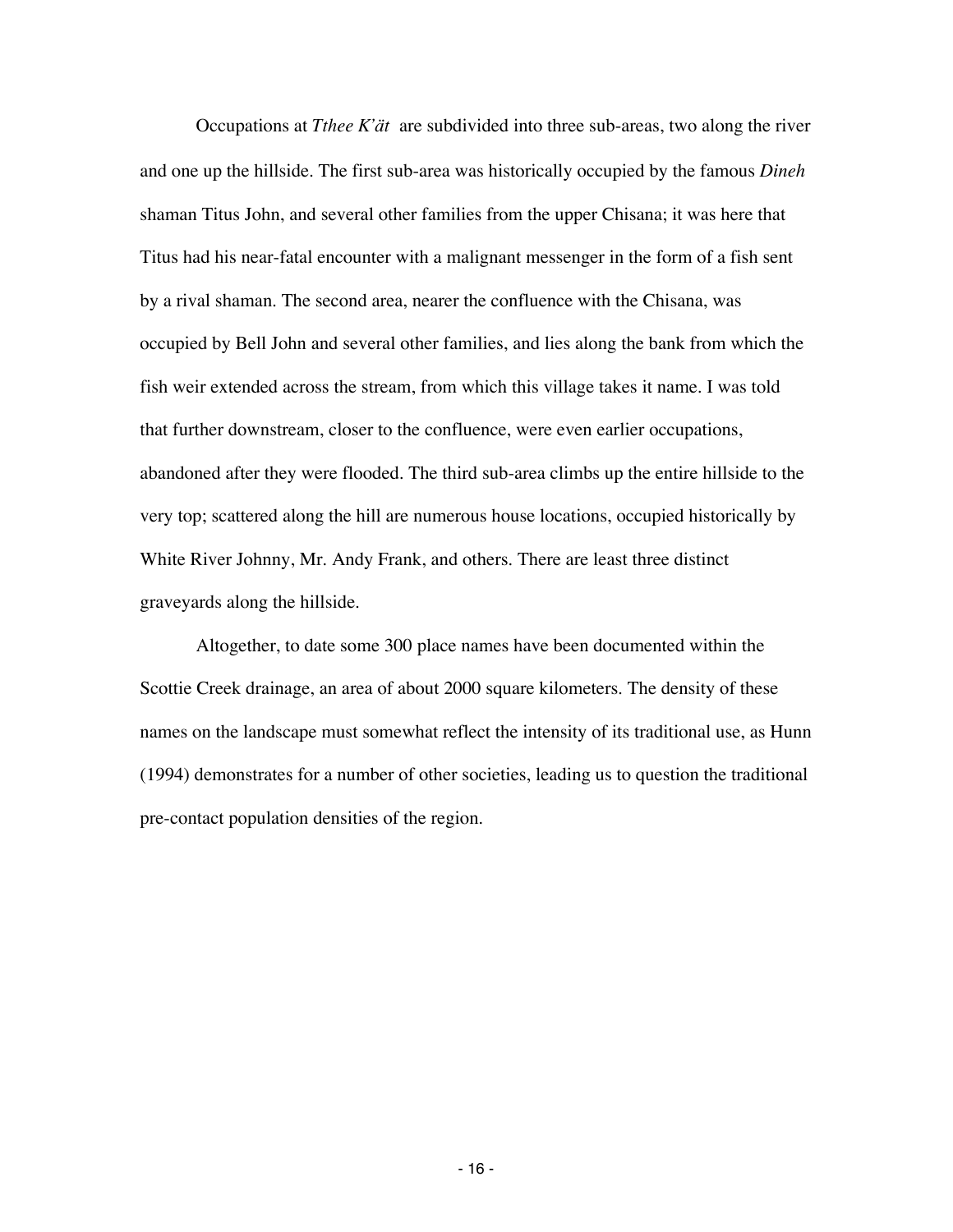Occupations at *Tthee K'ät* are subdivided into three sub-areas, two along the river and one up the hillside. The first sub-area was historically occupied by the famous *Dineh* shaman Titus John, and several other families from the upper Chisana; it was here that Titus had his near-fatal encounter with a malignant messenger in the form of a fish sent by a rival shaman. The second area, nearer the confluence with the Chisana, was occupied by Bell John and several other families, and lies along the bank from which the fish weir extended across the stream, from which this village takes it name. I was told that further downstream, closer to the confluence, were even earlier occupations, abandoned after they were flooded. The third sub-area climbs up the entire hillside to the very top; scattered along the hill are numerous house locations, occupied historically by White River Johnny, Mr. Andy Frank, and others. There are least three distinct graveyards along the hillside.

Altogether, to date some 300 place names have been documented within the Scottie Creek drainage, an area of about 2000 square kilometers. The density of these names on the landscape must somewhat reflect the intensity of its traditional use, as Hunn (1994) demonstrates for a number of other societies, leading us to question the traditional pre-contact population densities of the region.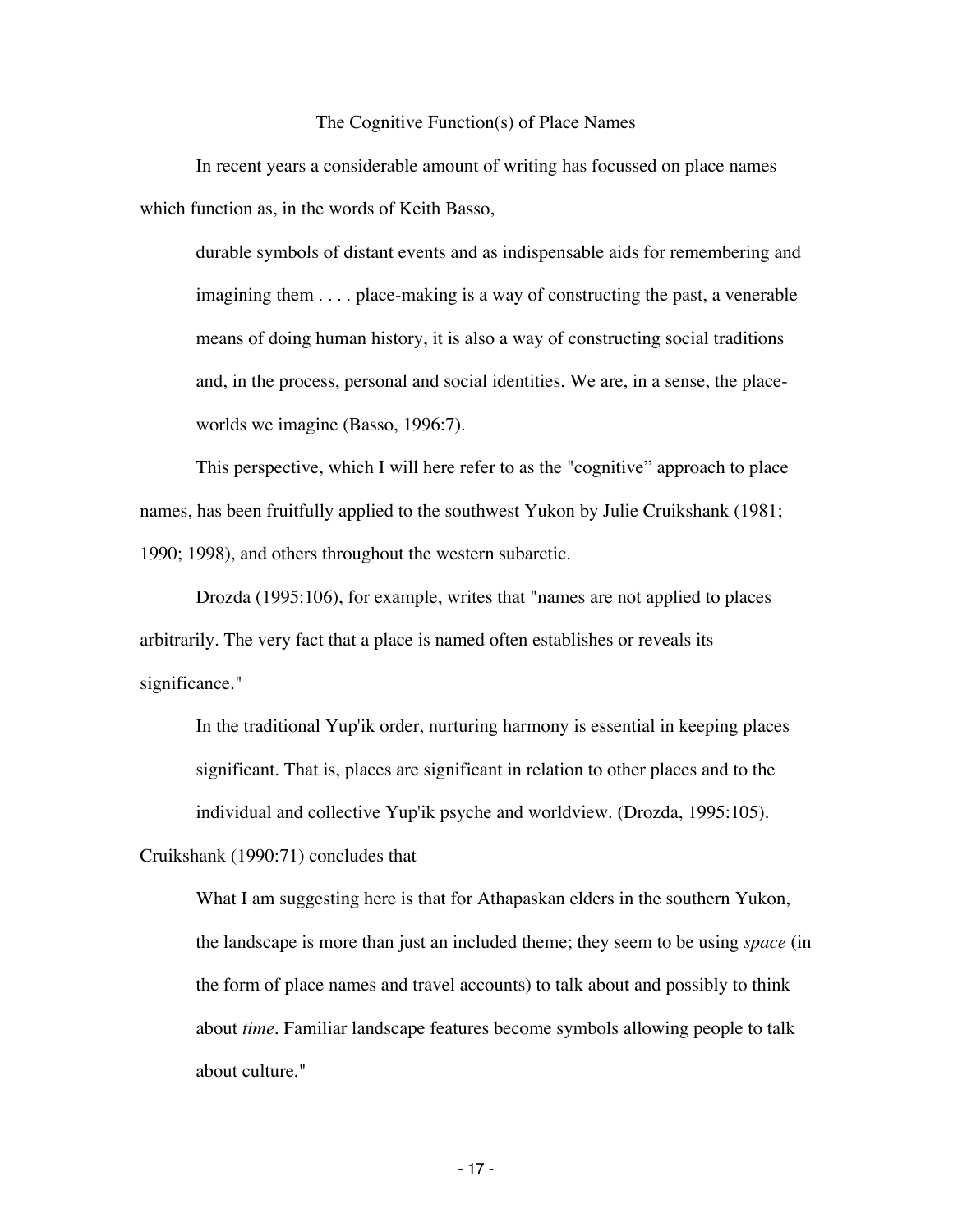## The Cognitive Function(s) of Place Names

In recent years a considerable amount of writing has focussed on place names which function as, in the words of Keith Basso,

> durable symbols of distant events and as indispensable aids for remembering and imagining them . . . . place-making is a way of constructing the past, a venerable means of doing human history, it is also a way of constructing social traditions and, in the process, personal and social identities. We are, in a sense, the place-worlds we imagine (Basso, 1996:7).

This perspective, which I will here refer to as the "cognitive" approach to place names, has been fruitfully applied to the southwest Yukon by Julie Cruikshank (1981; 1990; 1998), and others throughout the western subarctic.

Drozda (1995:106), for example, writes that "names are not applied to places arbitrarily. The very fact that a place is named often establishes or reveals its significance."

> In the traditional Yup'ik order, nurturing harmony is essential in keeping places significant. That is, places are significant in relation to other places and to the individual and collective Yup'ik psyche and worldview. (Drozda, 1995:105).

Cruikshank (1990:71) concludes that

> What I am suggesting here is that for Athapaskan elders in the southern Yukon, the landscape is more than just an included theme; they seem to be using *space* (in the form of place names and travel accounts) to talk about and possibly to think about *time*. Familiar landscape features become symbols allowing people to talk about culture."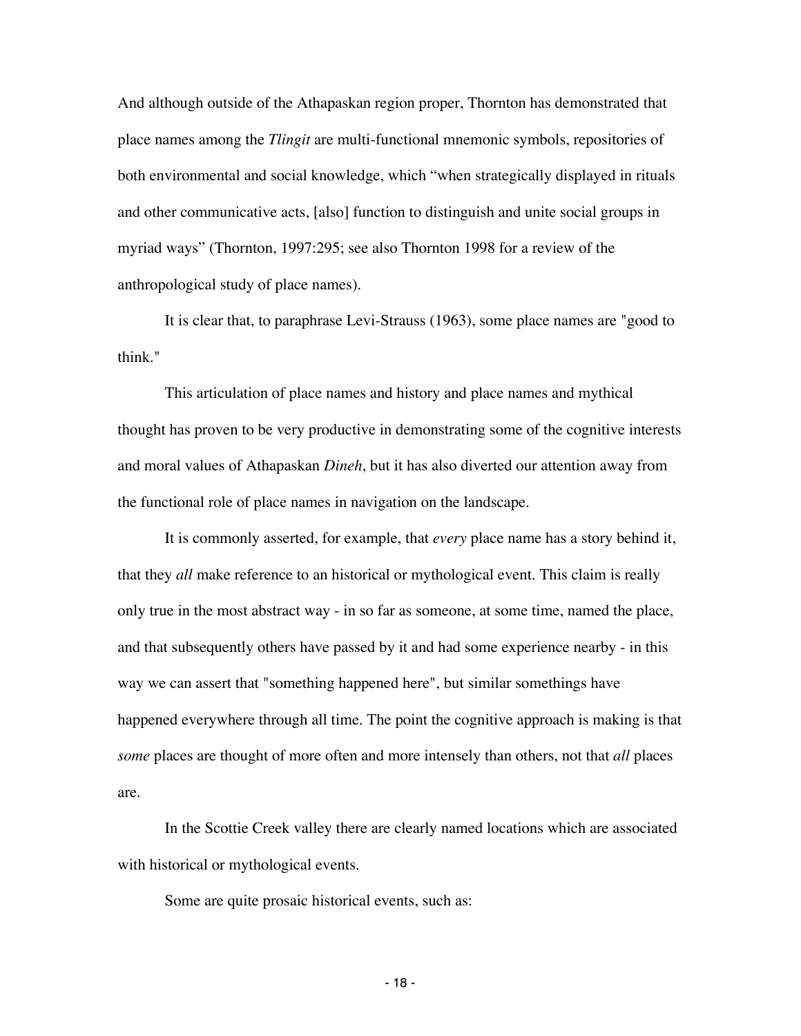And although outside of the Athapaskan region proper, Thornton has demonstrated that place names among the *Tlingit* are multi-functional mnemonic symbols, repositories of both environmental and social knowledge, which “when strategically displayed in rituals and other communicative acts, [also] function to distinguish and unite social groups in myriad ways” (Thornton, 1997:295; see also Thornton 1998 for a review of the anthropological study of place names).

It is clear that, to paraphrase Levi-Strauss (1963), some place names are "good to think."

This articulation of place names and history and place names and mythical thought has proven to be very productive in demonstrating some of the cognitive interests and moral values of Athapaskan *Dineh*, but it has also diverted our attention away from the functional role of place names in navigation on the landscape.

It is commonly asserted, for example, that *every* place name has a story behind it, that they *all* make reference to an historical or mythological event. This claim is really only true in the most abstract way - in so far as someone, at some time, named the place, and that subsequently others have passed by it and had some experience nearby - in this way we can assert that "something happened here", but similar somethings have happened everywhere through all time. The point the cognitive approach is making is that *some* places are thought of more often and more intensely than others, not that *all* places are.

In the Scottie Creek valley there are clearly named locations which are associated with historical or mythological events.

Some are quite prosaic historical events, such as: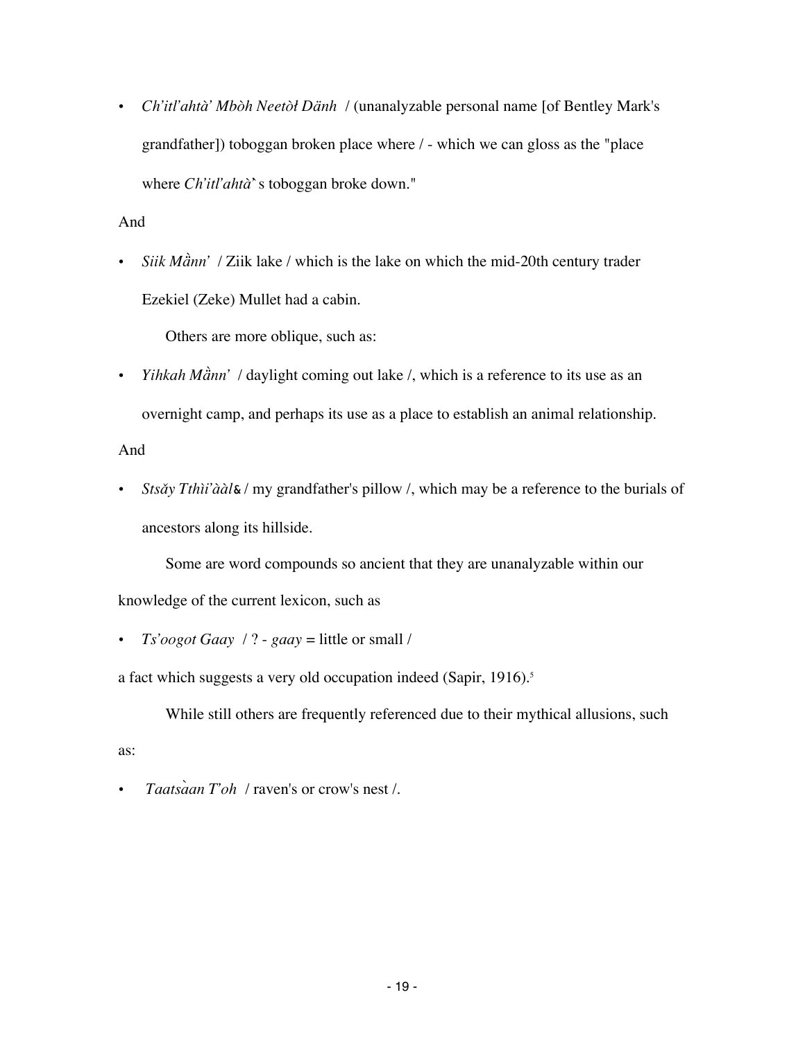- *Ch'itl'ahtà' Mbòh Neetòł Dänh* / (unanalyzable personal name [of Bentley Mark's grandfather]) toboggan broken place where / - which we can gloss as the "place where *Ch'itl'ahtà*' s toboggan broke down."

And

- *Siik Mằnn'* / Ziik lake / which is the lake on which the mid-20th century trader Ezekiel (Zeke) Mullet had a cabin.

Others are more oblique, such as:

- *Yihkah Mằnn'* / daylight coming out lake /, which is a reference to its use as an overnight camp, and perhaps its use as a place to establish an animal relationship.

And

- *Stsǎy Tthìi'àà*l& / my grandfather's pillow /, which may be a reference to the burials of ancestors along its hillside.

Some are word compounds so ancient that they are unanalyzable within our knowledge of the current lexicon, such as

- *Ts'oogot Gaay* / ? - *gaay* = little or small /

a fact which suggests a very old occupation indeed (Sapir, 1916).[5]

While still others are frequently referenced due to their mythical allusions, such as:

- *Taatsàan T'oh* / raven's or crow's nest /.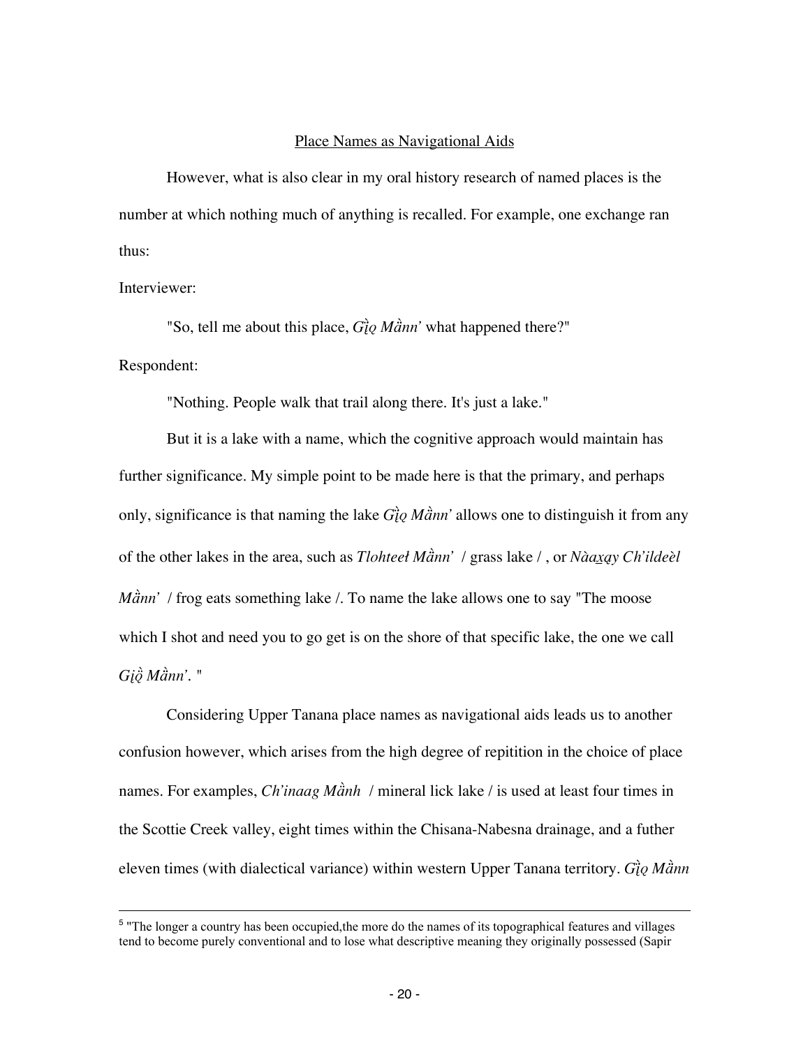## Place Names as Navigational Aids

However, what is also clear in my oral history research of named places is the number at which nothing much of anything is recalled. For example, one exchange ran thus:

Interviewer:

"So, tell me about this place, *Gȉǫ Mȁnn'* what happened there?"

Respondent:

"Nothing. People walk that trail along there. It's just a lake."

But it is a lake with a name, which the cognitive approach would maintain has further significance. My simple point to be made here is that the primary, and perhaps only, significance is that naming the lake *Gȉǫ Mȁnn'* allows one to distinguish it from any of the other lakes in the area, such as *Tlohteeł Mȁnn'* / grass lake / , or *Nàaxąy Ch'ildeèl Mȁnn'* / frog eats something lake /. To name the lake allows one to say "The moose which I shot and need you to go get is on the shore of that specific lake, the one we call *Gịǫ̈ Mȁnn'*. "

Considering Upper Tanana place names as navigational aids leads us to another confusion however, which arises from the high degree of repitition in the choice of place names. For examples, *Ch'inaag Mȁnh* / mineral lick lake / is used at least four times in the Scottie Creek valley, eight times within the Chisana-Nabesna drainage, and a futher eleven times (with dialectical variance) within western Upper Tanana territory. *Gȉǫ Mȁnn*

[5] "The longer a country has been occupied,the more do the names of its topographical features and villages tend to become purely conventional and to lose what descriptive meaning they originally possessed (Sapir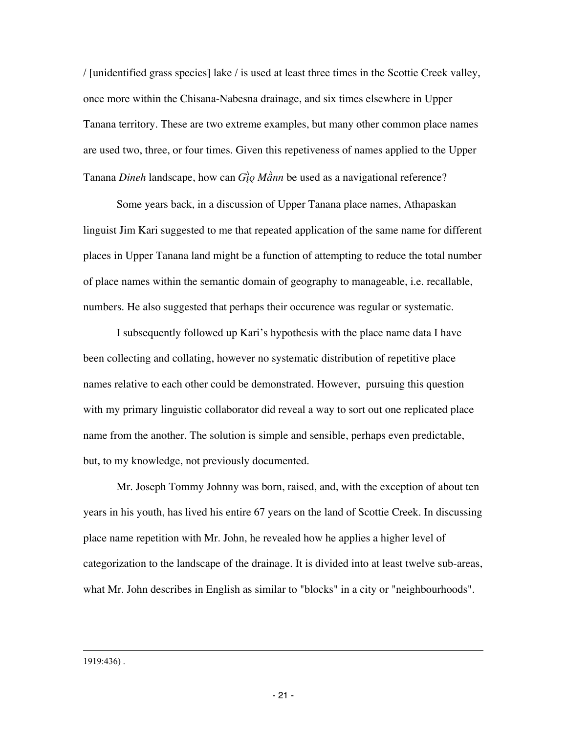/ [unidentified grass species] lake / is used at least three times in the Scottie Creek valley, once more within the Chisana-Nabesna drainage, and six times elsewhere in Upper Tanana territory. These are two extreme examples, but many other common place names are used two, three, or four times. Given this repetiveness of names applied to the Upper Tanana *Dineh* landscape, how can *Gì̜ǫ Mànn* be used as a navigational reference?

Some years back, in a discussion of Upper Tanana place names, Athapaskan linguist Jim Kari suggested to me that repeated application of the same name for different places in Upper Tanana land might be a function of attempting to reduce the total number of place names within the semantic domain of geography to manageable, i.e. recallable, numbers. He also suggested that perhaps their occurence was regular or systematic.

I subsequently followed up Kari's hypothesis with the place name data I have been collecting and collating, however no systematic distribution of repetitive place names relative to each other could be demonstrated. However, pursuing this question with my primary linguistic collaborator did reveal a way to sort out one replicated place name from the another. The solution is simple and sensible, perhaps even predictable, but, to my knowledge, not previously documented.

Mr. Joseph Tommy Johnny was born, raised, and, with the exception of about ten years in his youth, has lived his entire 67 years on the land of Scottie Creek. In discussing place name repetition with Mr. John, he revealed how he applies a higher level of categorization to the landscape of the drainage. It is divided into at least twelve sub-areas, what Mr. John describes in English as similar to "blocks" in a city or "neighbourhoods".

---

1919:436) .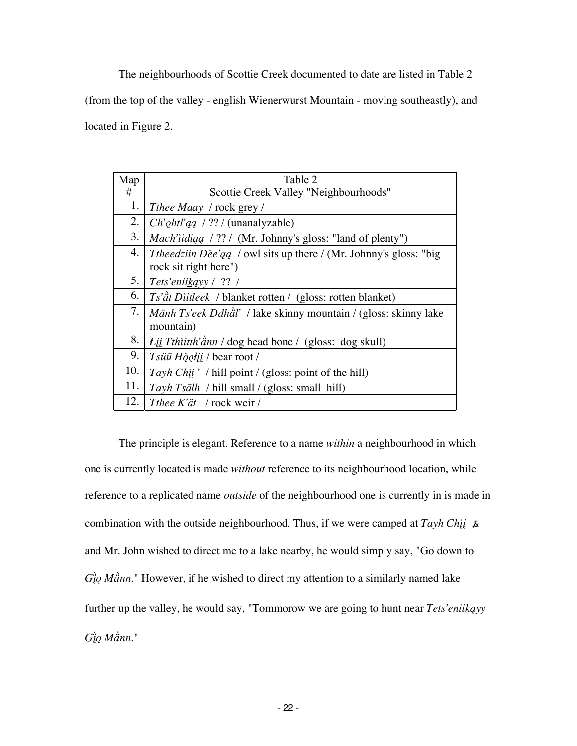The neighbourhoods of Scottie Creek documented to date are listed in Table 2 (from the top of the valley - english Wienerwurst Mountain - moving southeastly), and located in Figure 2.

| Map # | Table 2<br>Scottie Creek Valley "Neighbourhoods" |
|---|---|
| 1. | *Tthee Maay* / rock grey / |
| 2. | *Ch'ǫhtl'ąą* / ?? / (unanalyzable) |
| 3. | *Mach'ìidląą* / ?? / (Mr. Johnny's gloss: "land of plenty") |
| 4. | *Ttheedziin Dèe'ąą* / owl sits up there / (Mr. Johnny's gloss: "big rock sit right here") |
| 5. | *Tets'eniik̲ąyy* / ?? / |
| 6. | *Ts'ằt Dìitleek* / blanket rotten / (gloss: rotten blanket) |
| 7. | *Mänh Ts'eek Ddhằl'* / lake skinny mountain / (gloss: skinny lake mountain) |
| 8. | *Łį̀į Tthìitth'ằnn* / dog head bone / (gloss: dog skull) |
| 9. | *Tsüü Hǫ̀ǫłį̀į* / bear root / |
| 10. | *Tayh Chį̀į'* / hill point / (gloss: point of the hill) |
| 11. | *Tayh Tsälh* / hill small / (gloss: small hill) |
| 12. | *Tthee K'ät* / rock weir / |

The principle is elegant. Reference to a name *within* a neighbourhood in which one is currently located is made *without* reference to its neighbourhood location, while reference to a replicated name *outside* of the neighbourhood one is currently in is made in combination with the outside neighbourhood. Thus, if we were camped at *Tayh Chį̀į'* and Mr. John wished to direct me to a lake nearby, he would simply say, "Go down to *Gį̀ǫ Mằnn.*" However, if he wished to direct my attention to a similarly named lake further up the valley, he would say, "Tommorow we are going to hunt near *Tets'eniik̲ąyy Gį̀ǫ Mằnn.*"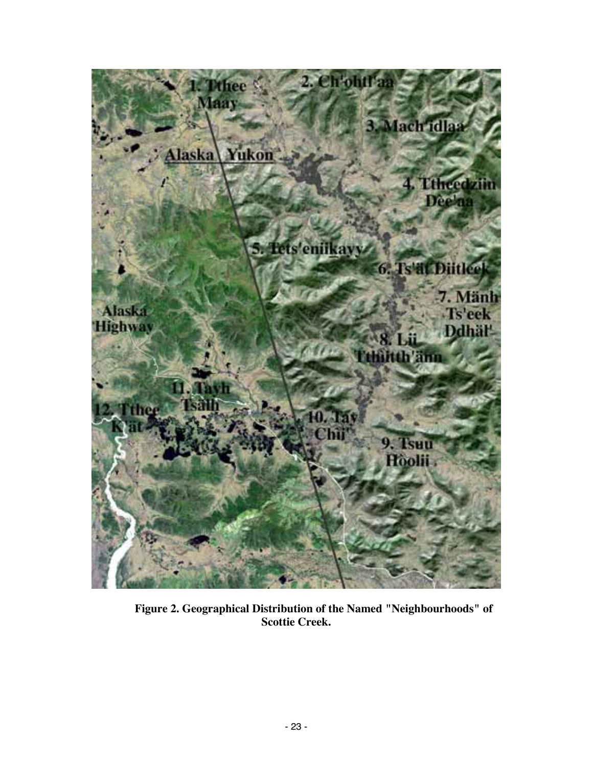**Figure 2. Geographical Distribution of the Named "Neighbourhoods" of Scottie Creek.**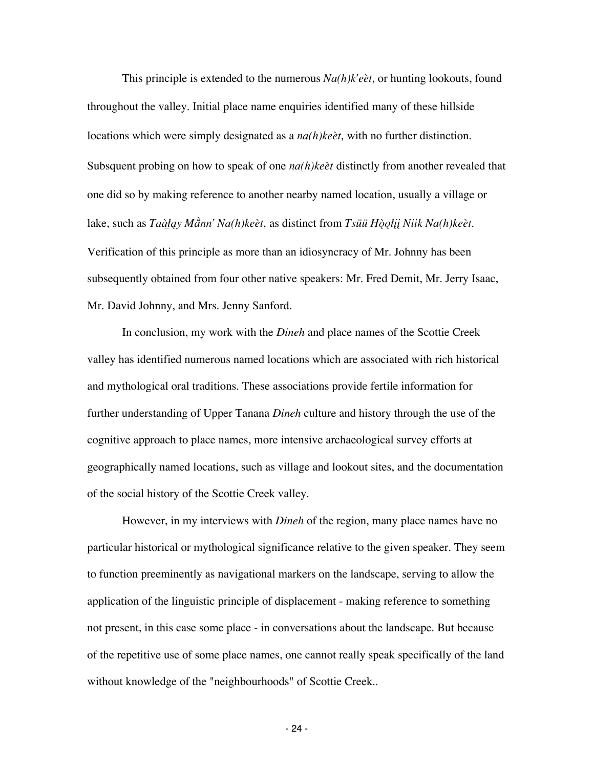This principle is extended to the numerous *Na(h)k'eèt*, or hunting lookouts, found throughout the valley. Initial place name enquiries identified many of these hillside locations which were simply designated as a *na(h)keèt*, with no further distinction. Subsequent probing on how to speak of one *na(h)keèt* distinctly from another revealed that one did so by making reference to another nearby named location, usually a village or lake, such as *Taàt̲ąy Mǟnn' Na(h)keèt*, as distinct from *Tsüü Hǫ̀ǫłįį Niik Na(h)keèt*. Verification of this principle as more than an idiosyncracy of Mr. Johnny has been subsequently obtained from four other native speakers: Mr. Fred Demit, Mr. Jerry Isaac, Mr. David Johnny, and Mrs. Jenny Sanford.

In conclusion, my work with the *Dineh* and place names of the Scottie Creek valley has identified numerous named locations which are associated with rich historical and mythological oral traditions. These associations provide fertile information for further understanding of Upper Tanana *Dineh* culture and history through the use of the cognitive approach to place names, more intensive archaeological survey efforts at geographically named locations, such as village and lookout sites, and the documentation of the social history of the Scottie Creek valley.

However, in my interviews with *Dineh* of the region, many place names have no particular historical or mythological significance relative to the given speaker. They seem to function preeminently as navigational markers on the landscape, serving to allow the application of the linguistic principle of displacement - making reference to something not present, in this case some place - in conversations about the landscape. But because of the repetitive use of some place names, one cannot really speak specifically of the land without knowledge of the "neighbourhoods" of Scottie Creek..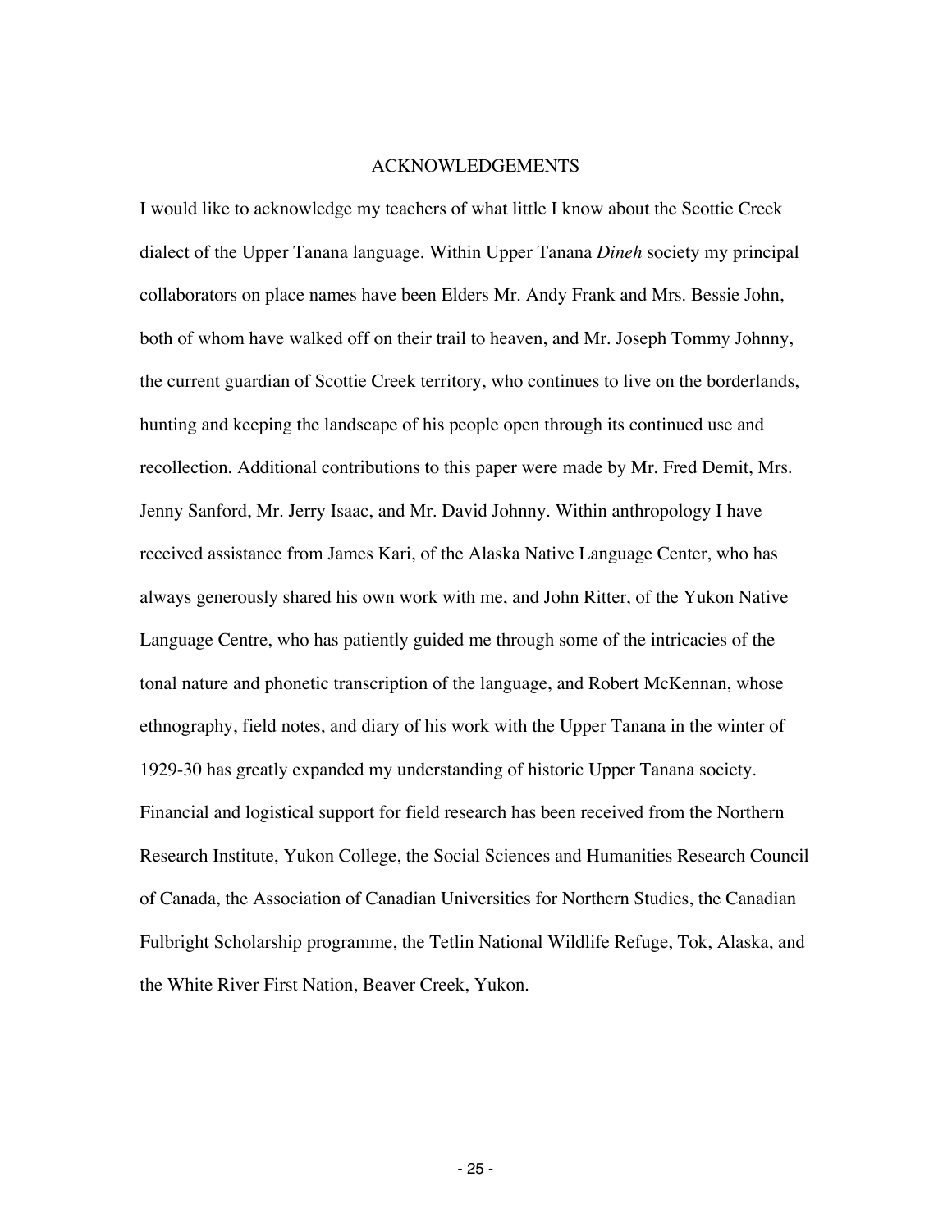# ACKNOWLEDGEMENTS

I would like to acknowledge my teachers of what little I know about the Scottie Creek dialect of the Upper Tanana language. Within Upper Tanana *Dineh* society my principal collaborators on place names have been Elders Mr. Andy Frank and Mrs. Bessie John, both of whom have walked off on their trail to heaven, and Mr. Joseph Tommy Johnny, the current guardian of Scottie Creek territory, who continues to live on the borderlands, hunting and keeping the landscape of his people open through its continued use and recollection. Additional contributions to this paper were made by Mr. Fred Demit, Mrs. Jenny Sanford, Mr. Jerry Isaac, and Mr. David Johnny. Within anthropology I have received assistance from James Kari, of the Alaska Native Language Center, who has always generously shared his own work with me, and John Ritter, of the Yukon Native Language Centre, who has patiently guided me through some of the intricacies of the tonal nature and phonetic transcription of the language, and Robert McKennan, whose ethnography, field notes, and diary of his work with the Upper Tanana in the winter of 1929-30 has greatly expanded my understanding of historic Upper Tanana society. Financial and logistical support for field research has been received from the Northern Research Institute, Yukon College, the Social Sciences and Humanities Research Council of Canada, the Association of Canadian Universities for Northern Studies, the Canadian Fulbright Scholarship programme, the Tetlin National Wildlife Refuge, Tok, Alaska, and the White River First Nation, Beaver Creek, Yukon.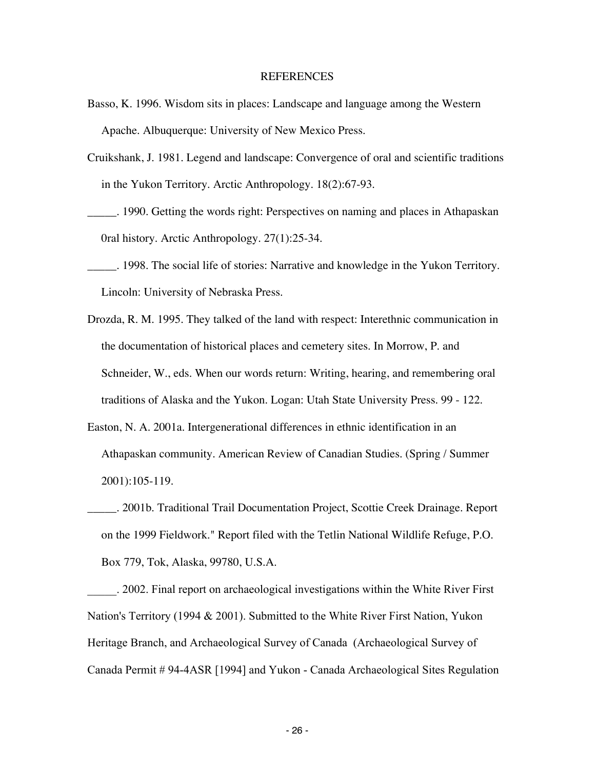# REFERENCES

Basso, K. 1996. Wisdom sits in places: Landscape and language among the Western Apache. Albuquerque: University of New Mexico Press.

Cruikshank, J. 1981. Legend and landscape: Convergence of oral and scientific traditions in the Yukon Territory. Arctic Anthropology. 18(2):67-93.

_____. 1990. Getting the words right: Perspectives on naming and places in Athapaskan 0ral history. Arctic Anthropology. 27(1):25-34.

_____. 1998. The social life of stories: Narrative and knowledge in the Yukon Territory. Lincoln: University of Nebraska Press.

Drozda, R. M. 1995. They talked of the land with respect: Interethnic communication in the documentation of historical places and cemetery sites. In Morrow, P. and Schneider, W., eds. When our words return: Writing, hearing, and remembering oral traditions of Alaska and the Yukon. Logan: Utah State University Press. 99 - 122.

Easton, N. A. 2001a. Intergenerational differences in ethnic identification in an Athapaskan community. American Review of Canadian Studies. (Spring / Summer 2001):105-119.

_____. 2001b. Traditional Trail Documentation Project, Scottie Creek Drainage. Report on the 1999 Fieldwork." Report filed with the Tetlin National Wildlife Refuge, P.O. Box 779, Tok, Alaska, 99780, U.S.A.

_____. 2002. Final report on archaeological investigations within the White River First Nation's Territory (1994 & 2001). Submitted to the White River First Nation, Yukon Heritage Branch, and Archaeological Survey of Canada (Archaeological Survey of Canada Permit # 94-4ASR [1994] and Yukon - Canada Archaeological Sites Regulation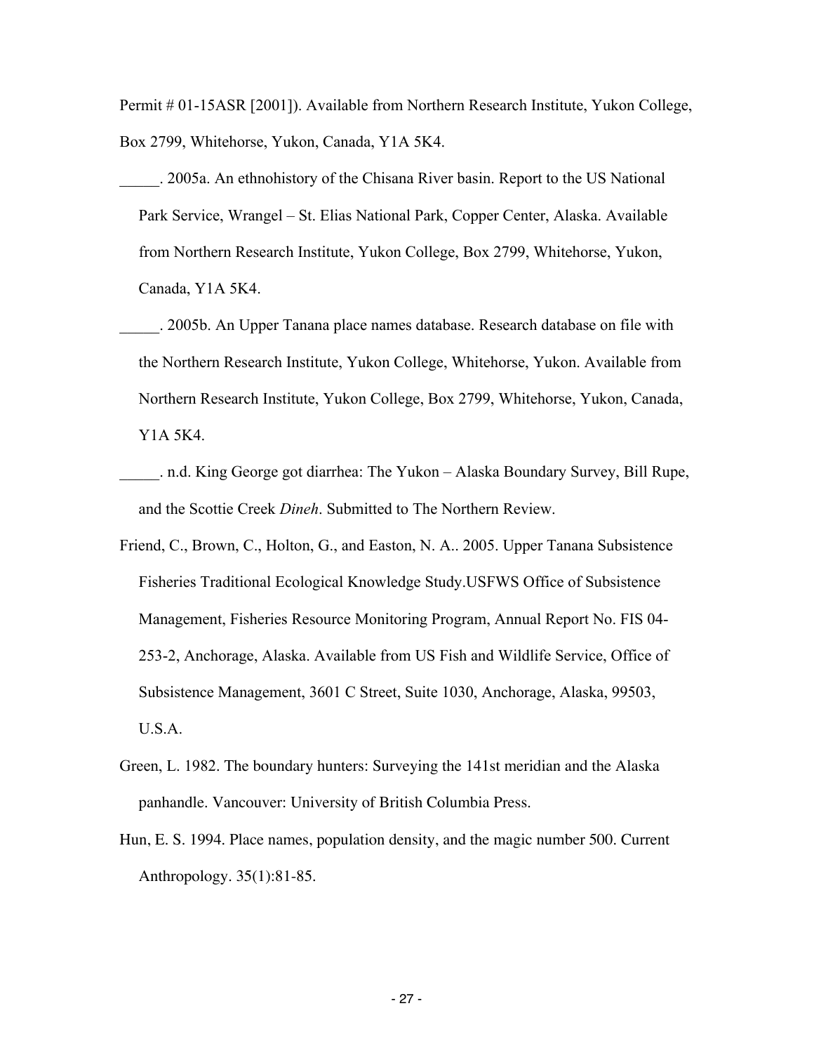Permit # 01-15ASR [2001]). Available from Northern Research Institute, Yukon College, Box 2799, Whitehorse, Yukon, Canada, Y1A 5K4.

_____. 2005a. An ethnohistory of the Chisana River basin. Report to the US National Park Service, Wrangel – St. Elias National Park, Copper Center, Alaska. Available from Northern Research Institute, Yukon College, Box 2799, Whitehorse, Yukon, Canada, Y1A 5K4.

_____. 2005b. An Upper Tanana place names database. Research database on file with the Northern Research Institute, Yukon College, Whitehorse, Yukon. Available from Northern Research Institute, Yukon College, Box 2799, Whitehorse, Yukon, Canada, Y1A 5K4.

_____. n.d. King George got diarrhea: The Yukon – Alaska Boundary Survey, Bill Rupe, and the Scottie Creek *Dineh*. Submitted to The Northern Review.

Friend, C., Brown, C., Holton, G., and Easton, N. A.. 2005. Upper Tanana Subsistence Fisheries Traditional Ecological Knowledge Study.USFWS Office of Subsistence Management, Fisheries Resource Monitoring Program, Annual Report No. FIS 04-253-2, Anchorage, Alaska. Available from US Fish and Wildlife Service, Office of Subsistence Management, 3601 C Street, Suite 1030, Anchorage, Alaska, 99503, U.S.A.

Green, L. 1982. The boundary hunters: Surveying the 141st meridian and the Alaska panhandle. Vancouver: University of British Columbia Press.

Hun, E. S. 1994. Place names, population density, and the magic number 500. Current Anthropology. 35(1):81-85.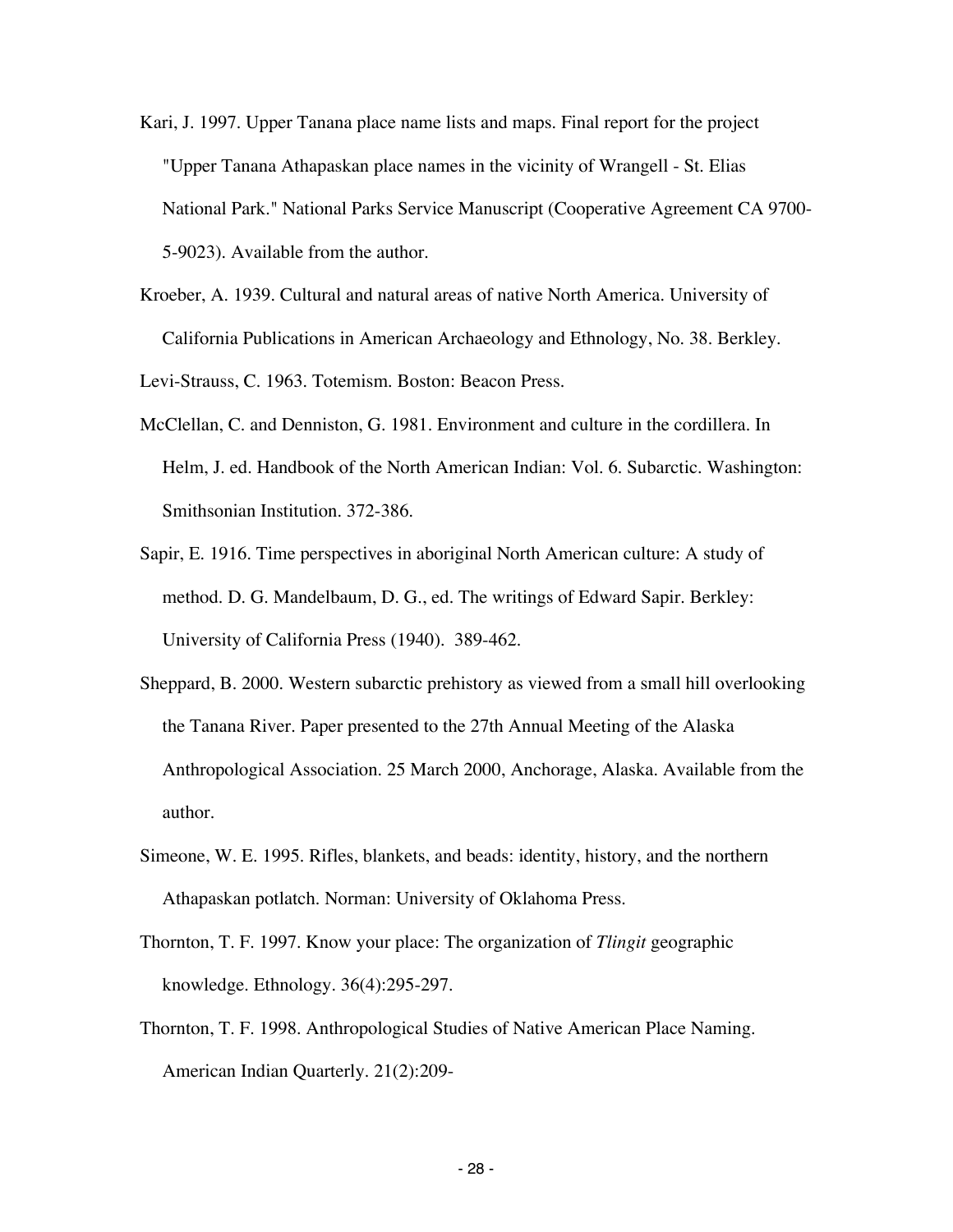Kari, J. 1997. Upper Tanana place name lists and maps. Final report for the project "Upper Tanana Athapaskan place names in the vicinity of Wrangell - St. Elias National Park." National Parks Service Manuscript (Cooperative Agreement CA 9700-5-9023). Available from the author.

Kroeber, A. 1939. Cultural and natural areas of native North America. University of California Publications in American Archaeology and Ethnology, No. 38. Berkley.

Levi-Strauss, C. 1963. Totemism. Boston: Beacon Press.

McClellan, C. and Denniston, G. 1981. Environment and culture in the cordillera. In Helm, J. ed. Handbook of the North American Indian: Vol. 6. Subarctic. Washington: Smithsonian Institution. 372-386.

Sapir, E. 1916. Time perspectives in aboriginal North American culture: A study of method. D. G. Mandelbaum, D. G., ed. The writings of Edward Sapir. Berkley: University of California Press (1940). 389-462.

Sheppard, B. 2000. Western subarctic prehistory as viewed from a small hill overlooking the Tanana River. Paper presented to the 27th Annual Meeting of the Alaska Anthropological Association. 25 March 2000, Anchorage, Alaska. Available from the author.

Simeone, W. E. 1995. Rifles, blankets, and beads: identity, history, and the northern Athapaskan potlatch. Norman: University of Oklahoma Press.

Thornton, T. F. 1997. Know your place: The organization of *Tlingit* geographic knowledge. Ethnology. 36(4):295-297.

Thornton, T. F. 1998. Anthropological Studies of Native American Place Naming. American Indian Quarterly. 21(2):209-